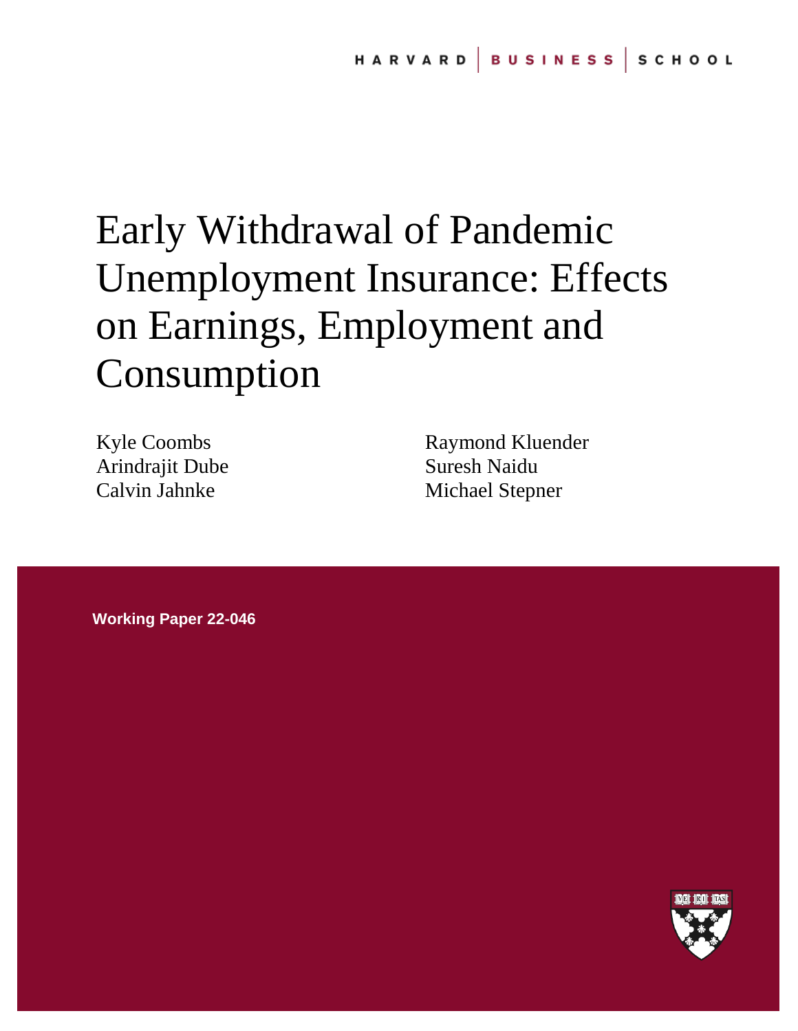HARVARD | BUSINESS | SCHOOL

# Early Withdrawal of Pandemic Unemployment Insurance: Effects on Earnings, Employment and Consumption

Kyle Coombs
Arindrajit Dube
Calvin Jahnke
Raymond Kluender
Suresh Naidu
Michael Stepner

**Working Paper 22-046**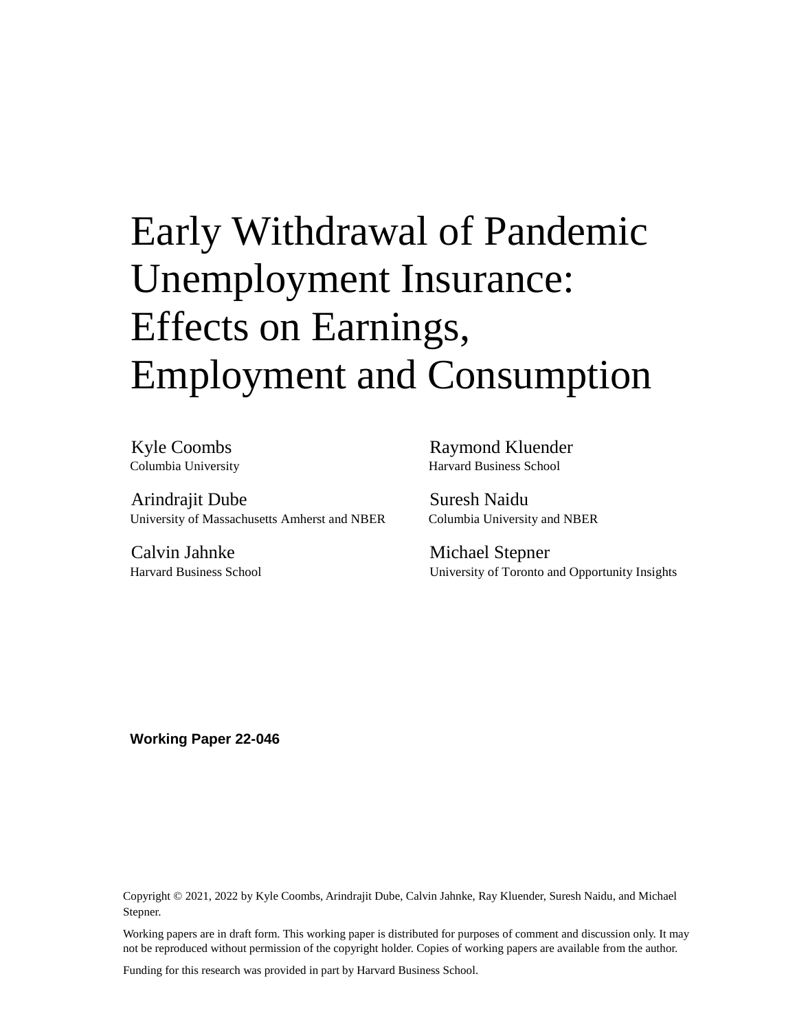# Early Withdrawal of Pandemic Unemployment Insurance: Effects on Earnings, Employment and Consumption

Kyle Coombs
Columbia University

Raymond Kluender
Harvard Business School

Arindrajit Dube
University of Massachusetts Amherst and NBER

Suresh Naidu
Columbia University and NBER

Calvin Jahnke
Harvard Business School

Michael Stepner
University of Toronto and Opportunity Insights

**Working Paper 22-046**

Copyright © 2021, 2022 by Kyle Coombs, Arindrajit Dube, Calvin Jahnke, Ray Kluender, Suresh Naidu, and Michael Stepner.

Working papers are in draft form. This working paper is distributed for purposes of comment and discussion only. It may not be reproduced without permission of the copyright holder. Copies of working papers are available from the author.

Funding for this research was provided in part by Harvard Business School.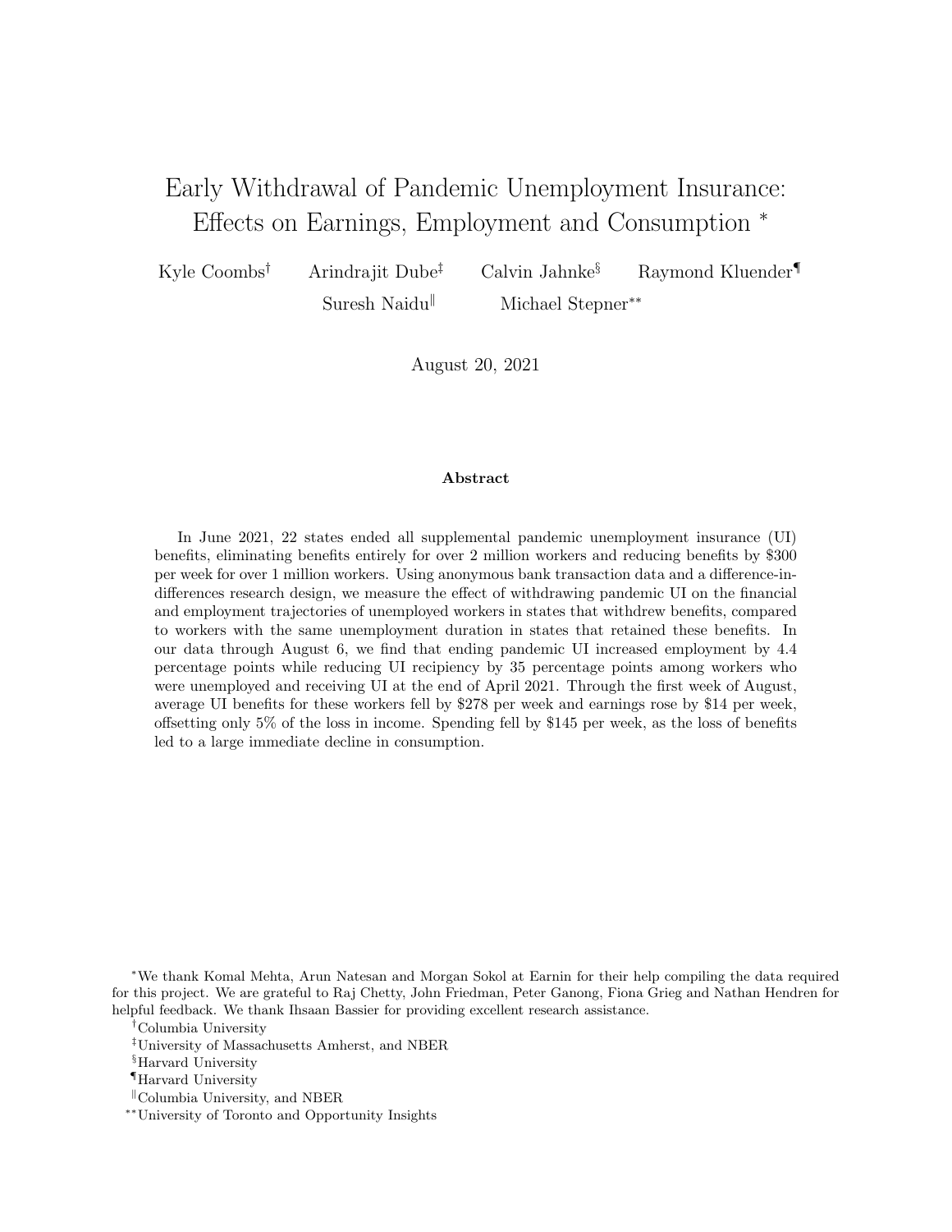# Early Withdrawal of Pandemic Unemployment Insurance: Effects on Earnings, Employment and Consumption [*]

Kyle Coombs[†] Arindrajit Dube[‡] Calvin Jahnke[§] Raymond Kluender[¶]

Suresh Naidu[‖] Michael Stepner[**]

August 20, 2021

### Abstract

In June 2021, 22 states ended all supplemental pandemic unemployment insurance (UI) benefits, eliminating benefits entirely for over 2 million workers and reducing benefits by $300 per week for over 1 million workers. Using anonymous bank transaction data and a difference-in-differences research design, we measure the effect of withdrawing pandemic UI on the financial and employment trajectories of unemployed workers in states that withdrew benefits, compared to workers with the same unemployment duration in states that retained these benefits. In our data through August 6, we find that ending pandemic UI increased employment by 4.4 percentage points while reducing UI recipiency by 35 percentage points among workers who were unemployed and receiving UI at the end of April 2021. Through the first week of August, average UI benefits for these workers fell by $278 per week and earnings rose by $14 per week, offsetting only 5% of the loss in income. Spending fell by $145 per week, as the loss of benefits led to a large immediate decline in consumption.

[*] We thank Komal Mehta, Arun Natesan and Morgan Sokol at Earnin for their help compiling the data required for this project. We are grateful to Raj Chetty, John Friedman, Peter Ganong, Fiona Grieg and Nathan Hendren for helpful feedback. We thank Ihsaan Bassier for providing excellent research assistance.

[†] Columbia University

[‡] University of Massachusetts Amherst, and NBER

[§] Harvard University

[¶] Harvard University

[‖] Columbia University, and NBER

[**] University of Toronto and Opportunity Insights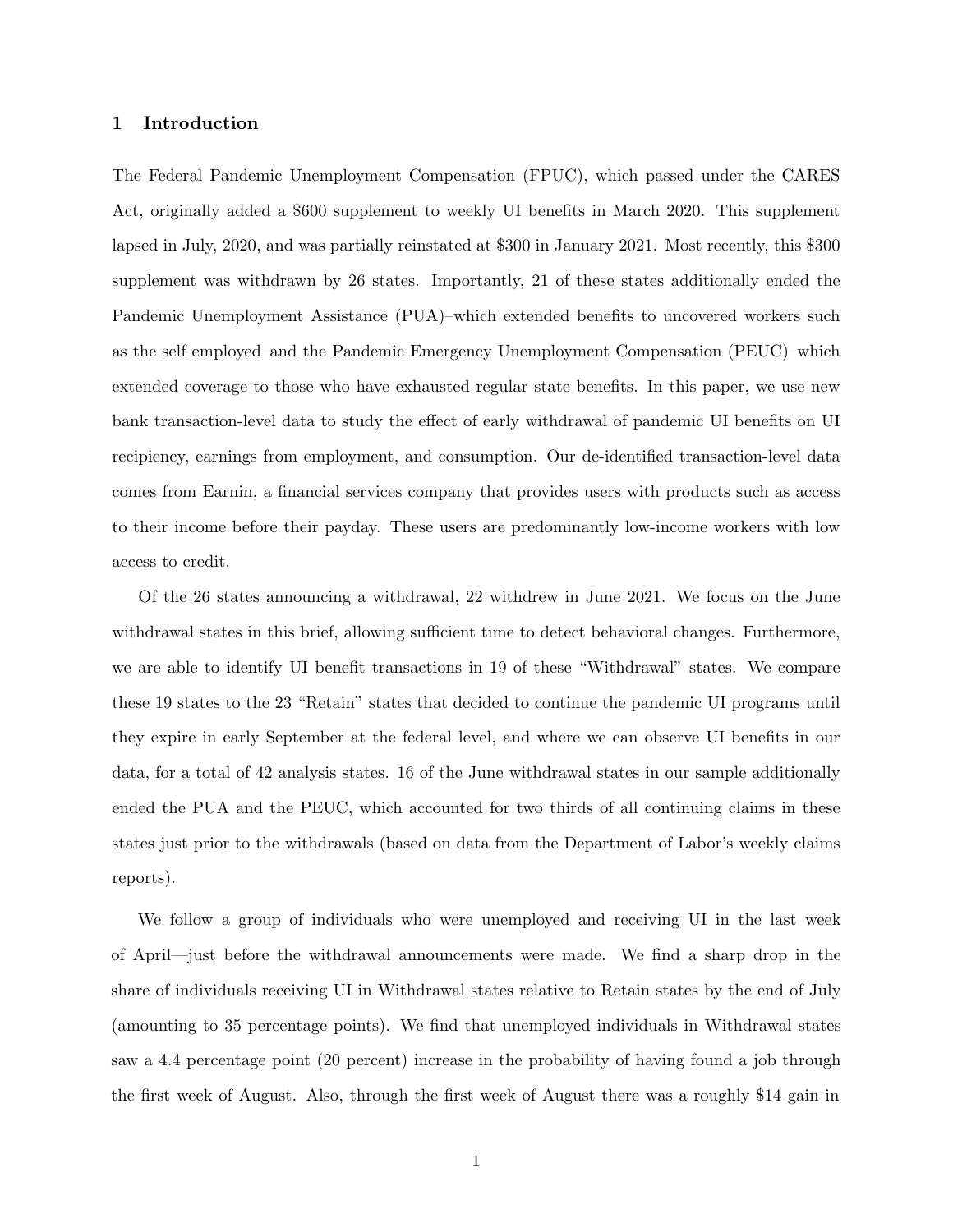## 1 Introduction

The Federal Pandemic Unemployment Compensation (FPUC), which passed under the CARES Act, originally added a $600 supplement to weekly UI benefits in March 2020. This supplement lapsed in July, 2020, and was partially reinstated at $300 in January 2021. Most recently, this $300 supplement was withdrawn by 26 states. Importantly, 21 of these states additionally ended the Pandemic Unemployment Assistance (PUA)–which extended benefits to uncovered workers such as the self employed–and the Pandemic Emergency Unemployment Compensation (PEUC)–which extended coverage to those who have exhausted regular state benefits. In this paper, we use new bank transaction-level data to study the effect of early withdrawal of pandemic UI benefits on UI recipiency, earnings from employment, and consumption. Our de-identified transaction-level data comes from Earnin, a financial services company that provides users with products such as access to their income before their payday. These users are predominantly low-income workers with low access to credit.

Of the 26 states announcing a withdrawal, 22 withdrew in June 2021. We focus on the June withdrawal states in this brief, allowing sufficient time to detect behavioral changes. Furthermore, we are able to identify UI benefit transactions in 19 of these "Withdrawal" states. We compare these 19 states to the 23 "Retain" states that decided to continue the pandemic UI programs until they expire in early September at the federal level, and where we can observe UI benefits in our data, for a total of 42 analysis states. 16 of the June withdrawal states in our sample additionally ended the PUA and the PEUC, which accounted for two thirds of all continuing claims in these states just prior to the withdrawals (based on data from the Department of Labor's weekly claims reports).

We follow a group of individuals who were unemployed and receiving UI in the last week of April—just before the withdrawal announcements were made. We find a sharp drop in the share of individuals receiving UI in Withdrawal states relative to Retain states by the end of July (amounting to 35 percentage points). We find that unemployed individuals in Withdrawal states saw a 4.4 percentage point (20 percent) increase in the probability of having found a job through the first week of August. Also, through the first week of August there was a roughly $14 gain in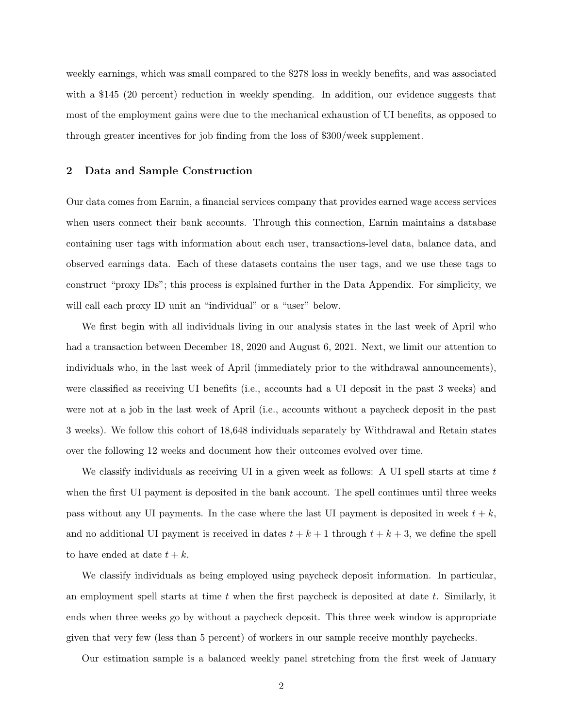weekly earnings, which was small compared to the $278 loss in weekly benefits, and was associated with a $145 (20 percent) reduction in weekly spending. In addition, our evidence suggests that most of the employment gains were due to the mechanical exhaustion of UI benefits, as opposed to through greater incentives for job finding from the loss of $300/week supplement.

## 2 Data and Sample Construction

Our data comes from Earnin, a financial services company that provides earned wage access services when users connect their bank accounts. Through this connection, Earnin maintains a database containing user tags with information about each user, transactions-level data, balance data, and observed earnings data. Each of these datasets contains the user tags, and we use these tags to construct "proxy IDs"; this process is explained further in the Data Appendix. For simplicity, we will call each proxy ID unit an "individual" or a "user" below.

We first begin with all individuals living in our analysis states in the last week of April who had a transaction between December 18, 2020 and August 6, 2021. Next, we limit our attention to individuals who, in the last week of April (immediately prior to the withdrawal announcements), were classified as receiving UI benefits (i.e., accounts had a UI deposit in the past 3 weeks) and were not at a job in the last week of April (i.e., accounts without a paycheck deposit in the past 3 weeks). We follow this cohort of 18,648 individuals separately by Withdrawal and Retain states over the following 12 weeks and document how their outcomes evolved over time.

We classify individuals as receiving UI in a given week as follows: A UI spell starts at time $t$ when the first UI payment is deposited in the bank account. The spell continues until three weeks pass without any UI payments. In the case where the last UI payment is deposited in week $t+k$, and no additional UI payment is received in dates $t+k+1$ through $t+k+3$, we define the spell to have ended at date $t+k$.

We classify individuals as being employed using paycheck deposit information. In particular, an employment spell starts at time $t$ when the first paycheck is deposited at date $t$. Similarly, it ends when three weeks go by without a paycheck deposit. This three week window is appropriate given that very few (less than 5 percent) of workers in our sample receive monthly paychecks.

Our estimation sample is a balanced weekly panel stretching from the first week of January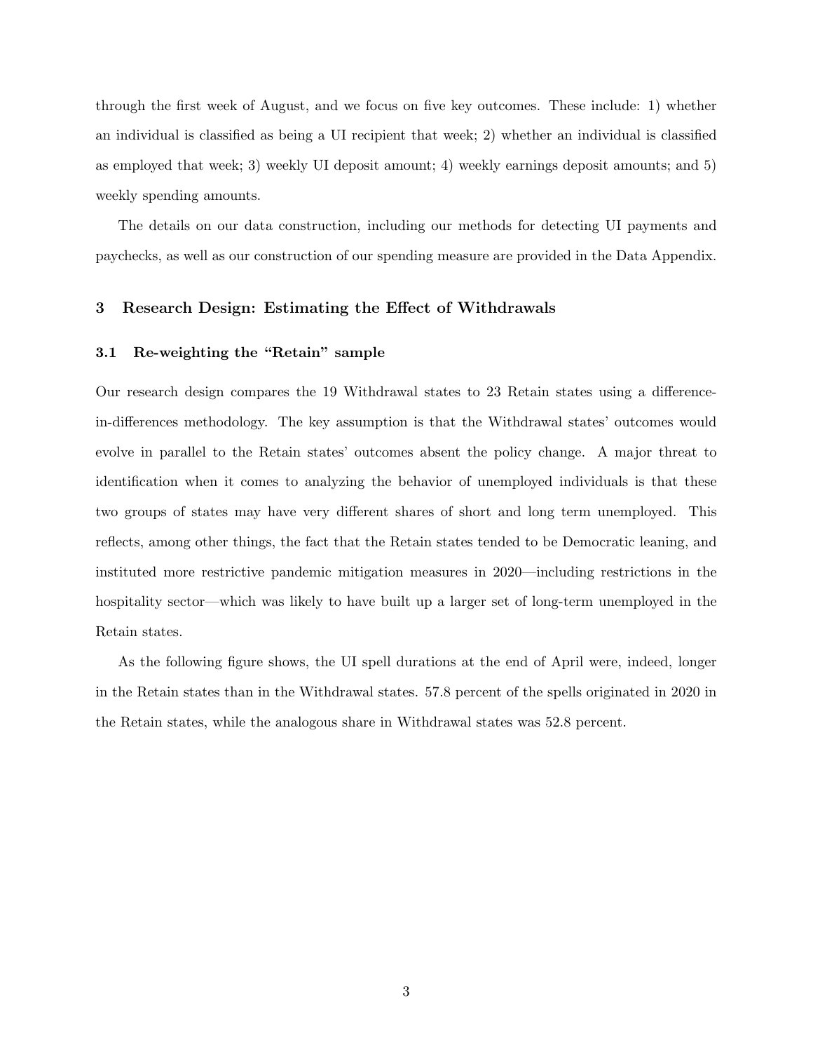through the first week of August, and we focus on five key outcomes. These include: 1) whether an individual is classified as being a UI recipient that week; 2) whether an individual is classified as employed that week; 3) weekly UI deposit amount; 4) weekly earnings deposit amounts; and 5) weekly spending amounts.

The details on our data construction, including our methods for detecting UI payments and paychecks, as well as our construction of our spending measure are provided in the Data Appendix.

## 3 Research Design: Estimating the Effect of Withdrawals

### 3.1 Re-weighting the "Retain" sample

Our research design compares the 19 Withdrawal states to 23 Retain states using a difference-in-differences methodology. The key assumption is that the Withdrawal states' outcomes would evolve in parallel to the Retain states' outcomes absent the policy change. A major threat to identification when it comes to analyzing the behavior of unemployed individuals is that these two groups of states may have very different shares of short and long term unemployed. This reflects, among other things, the fact that the Retain states tended to be Democratic leaning, and instituted more restrictive pandemic mitigation measures in 2020—including restrictions in the hospitality sector—which was likely to have built up a larger set of long-term unemployed in the Retain states.

As the following figure shows, the UI spell durations at the end of April were, indeed, longer in the Retain states than in the Withdrawal states. 57.8 percent of the spells originated in 2020 in the Retain states, while the analogous share in Withdrawal states was 52.8 percent.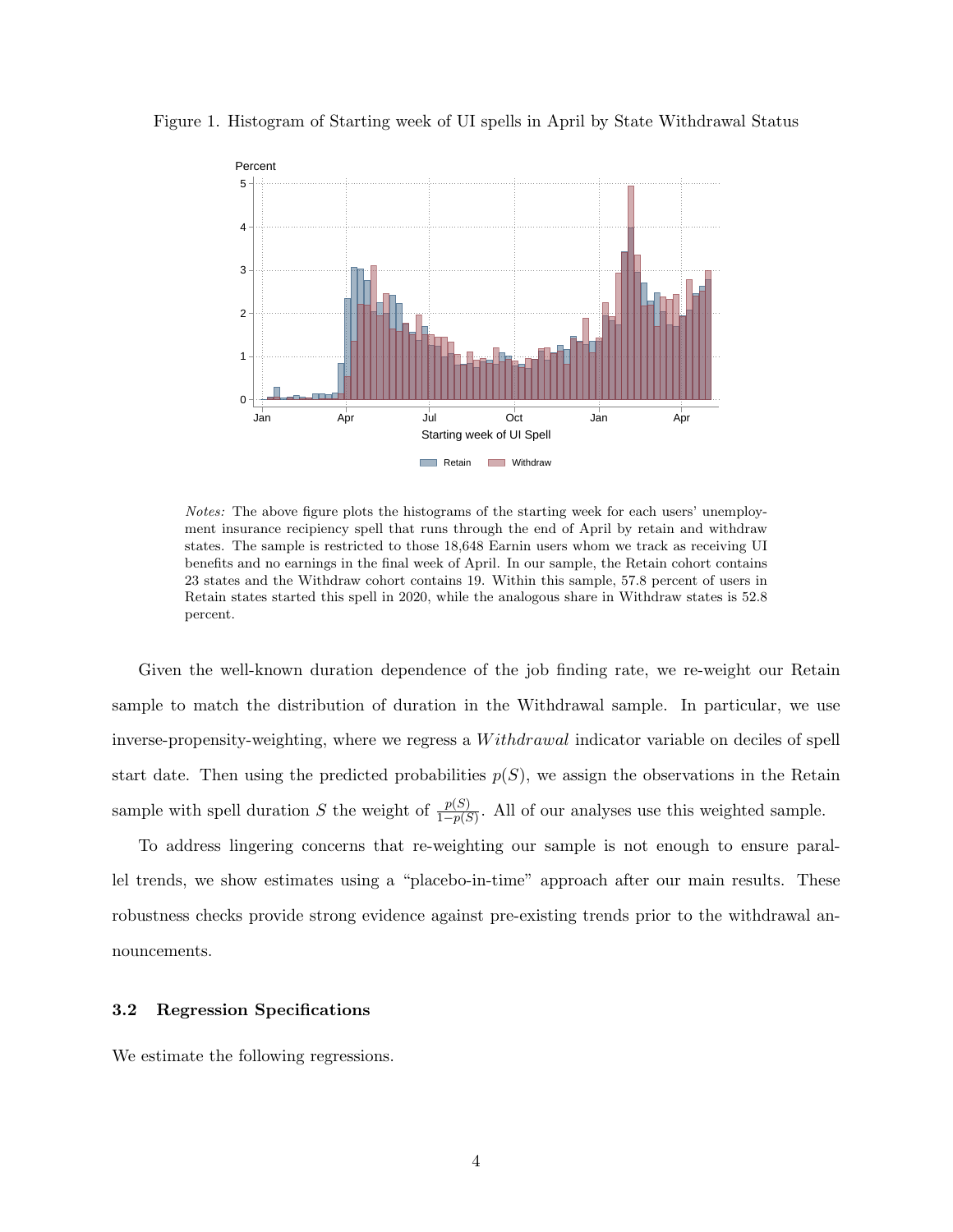Figure 1. Histogram of Starting week of UI spells in April by State Withdrawal Status

*Notes:* The above figure plots the histograms of the starting week for each users' unemployment insurance recipiency spell that runs through the end of April by retain and withdraw states. The sample is restricted to those 18,648 Earnin users whom we track as receiving UI benefits and no earnings in the final week of April. In our sample, the Retain cohort contains 23 states and the Withdraw cohort contains 19. Within this sample, 57.8 percent of users in Retain states started this spell in 2020, while the analogous share in Withdraw states is 52.8 percent.

Given the well-known duration dependence of the job finding rate, we re-weight our Retain sample to match the distribution of duration in the Withdrawal sample. In particular, we use inverse-propensity-weighting, where we regress a $Withdrawal$ indicator variable on deciles of spell start date. Then using the predicted probabilities $p(S)$, we assign the observations in the Retain sample with spell duration $S$ the weight of $\frac{p(S)}{1-p(S)}$. All of our analyses use this weighted sample.

To address lingering concerns that re-weighting our sample is not enough to ensure parallel trends, we show estimates using a "placebo-in-time" approach after our main results. These robustness checks provide strong evidence against pre-existing trends prior to the withdrawal announcements.

### 3.2 Regression Specifications

We estimate the following regressions.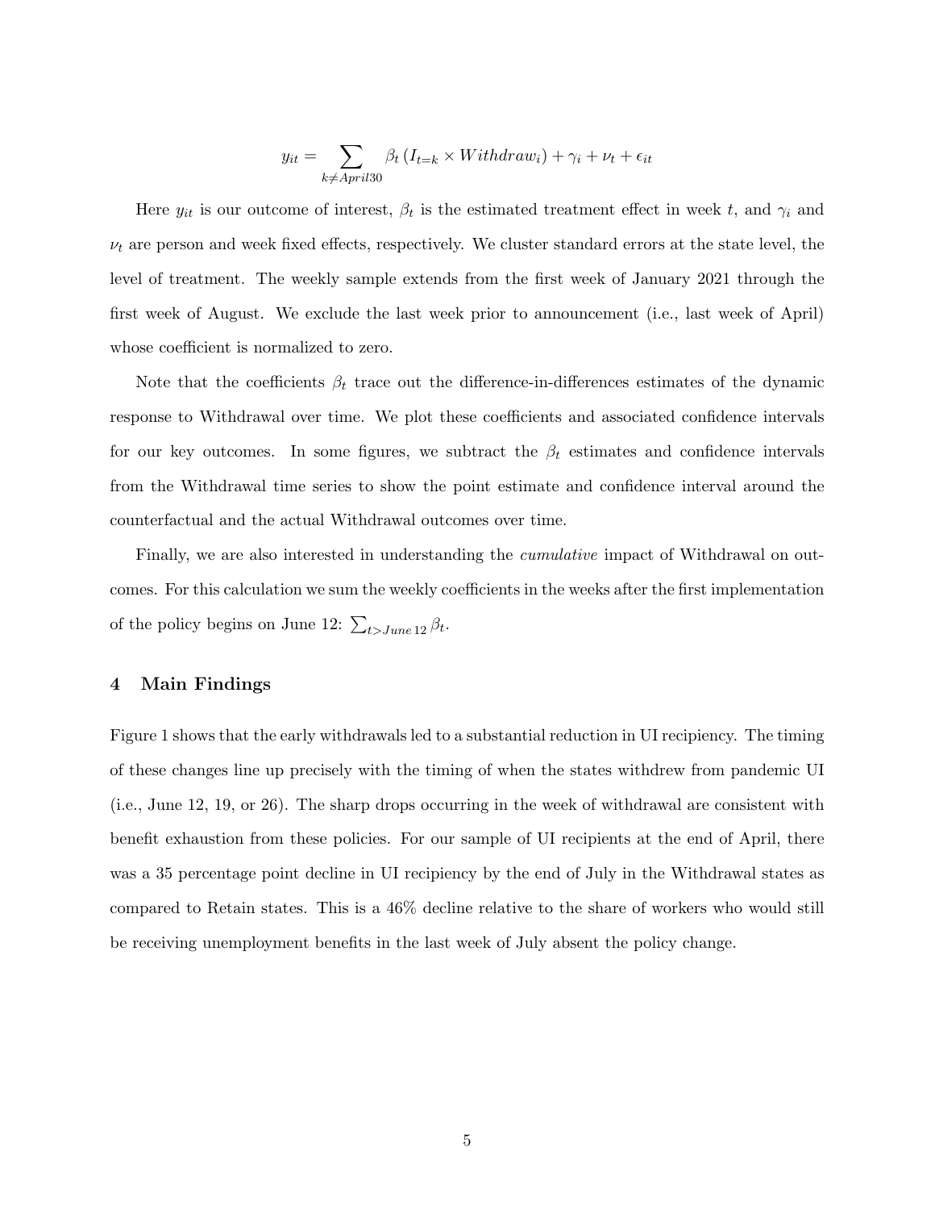$$y_{it} = \sum_{k \neq April30} \beta_t \left( I_{t=k} \times Withdraw_i \right) + \gamma_i + \nu_t + \epsilon_{it}$$

Here $y_{it}$ is our outcome of interest, $\beta_t$ is the estimated treatment effect in week $t$, and $\gamma_i$ and $\nu_t$ are person and week fixed effects, respectively. We cluster standard errors at the state level, the level of treatment. The weekly sample extends from the first week of January 2021 through the first week of August. We exclude the last week prior to announcement (i.e., last week of April) whose coefficient is normalized to zero.

Note that the coefficients $\beta_t$ trace out the difference-in-differences estimates of the dynamic response to Withdrawal over time. We plot these coefficients and associated confidence intervals for our key outcomes. In some figures, we subtract the $\beta_t$ estimates and confidence intervals from the Withdrawal time series to show the point estimate and confidence interval around the counterfactual and the actual Withdrawal outcomes over time.

Finally, we are also interested in understanding the *cumulative* impact of Withdrawal on outcomes. For this calculation we sum the weekly coefficients in the weeks after the first implementation of the policy begins on June 12: $\sum_{t > June\,12} \beta_t$.

## 4 Main Findings

Figure 1 shows that the early withdrawals led to a substantial reduction in UI recipiency. The timing of these changes line up precisely with the timing of when the states withdrew from pandemic UI (i.e., June 12, 19, or 26). The sharp drops occurring in the week of withdrawal are consistent with benefit exhaustion from these policies. For our sample of UI recipients at the end of April, there was a 35 percentage point decline in UI recipiency by the end of July in the Withdrawal states as compared to Retain states. This is a 46% decline relative to the share of workers who would still be receiving unemployment benefits in the last week of July absent the policy change.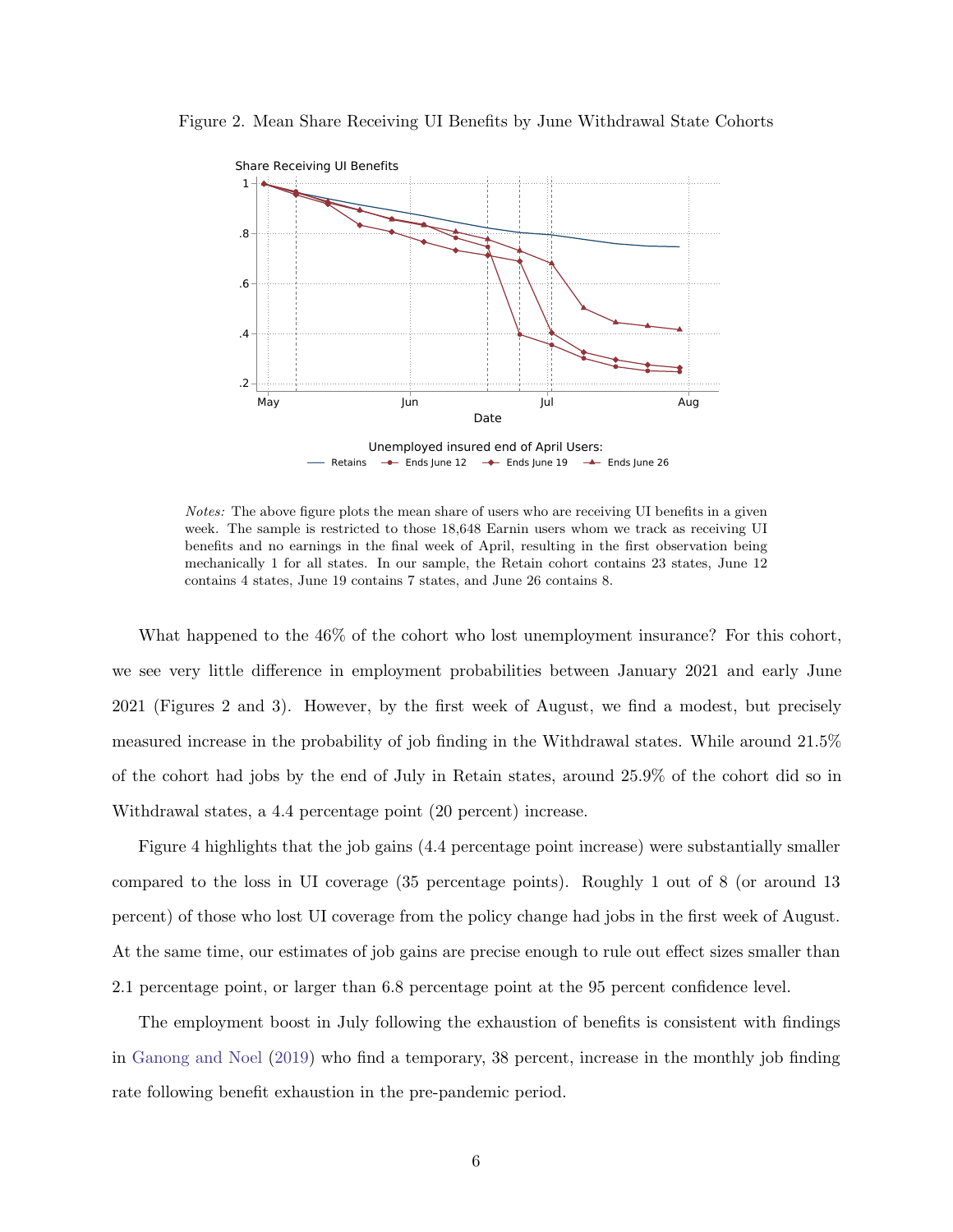Figure 2. Mean Share Receiving UI Benefits by June Withdrawal State Cohorts

*Notes:* The above figure plots the mean share of users who are receiving UI benefits in a given week. The sample is restricted to those 18,648 Earnin users whom we track as receiving UI benefits and no earnings in the final week of April, resulting in the first observation being mechanically 1 for all states. In our sample, the Retain cohort contains 23 states, June 12 contains 4 states, June 19 contains 7 states, and June 26 contains 8.

What happened to the 46% of the cohort who lost unemployment insurance? For this cohort, we see very little difference in employment probabilities between January 2021 and early June 2021 (Figures 2 and 3). However, by the first week of August, we find a modest, but precisely measured increase in the probability of job finding in the Withdrawal states. While around 21.5% of the cohort had jobs by the end of July in Retain states, around 25.9% of the cohort did so in Withdrawal states, a 4.4 percentage point (20 percent) increase.

Figure 4 highlights that the job gains (4.4 percentage point increase) were substantially smaller compared to the loss in UI coverage (35 percentage points). Roughly 1 out of 8 (or around 13 percent) of those who lost UI coverage from the policy change had jobs in the first week of August. At the same time, our estimates of job gains are precise enough to rule out effect sizes smaller than 2.1 percentage point, or larger than 6.8 percentage point at the 95 percent confidence level.

The employment boost in July following the exhaustion of benefits is consistent with findings in Ganong and Noel (2019) who find a temporary, 38 percent, increase in the monthly job finding rate following benefit exhaustion in the pre-pandemic period.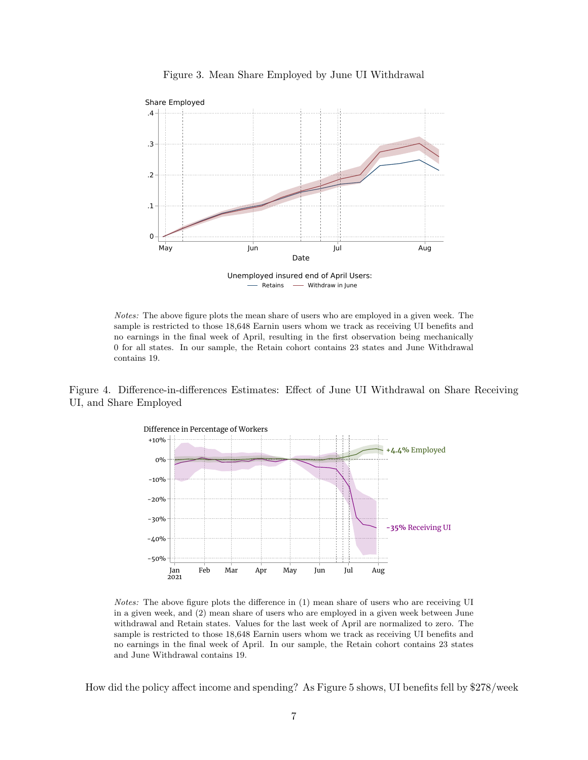Figure 3. Mean Share Employed by June UI Withdrawal

*Notes:* The above figure plots the mean share of users who are employed in a given week. The sample is restricted to those 18,648 Earnin users whom we track as receiving UI benefits and no earnings in the final week of April, resulting in the first observation being mechanically 0 for all states. In our sample, the Retain cohort contains 23 states and June Withdrawal contains 19.

Figure 4. Difference-in-differences Estimates: Effect of June UI Withdrawal on Share Receiving UI, and Share Employed

*Notes:* The above figure plots the difference in (1) mean share of users who are receiving UI in a given week, and (2) mean share of users who are employed in a given week between June withdrawal and Retain states. Values for the last week of April are normalized to zero. The sample is restricted to those 18,648 Earnin users whom we track as receiving UI benefits and no earnings in the final week of April. In our sample, the Retain cohort contains 23 states and June Withdrawal contains 19.

How did the policy affect income and spending? As Figure 5 shows, UI benefits fell by $278/week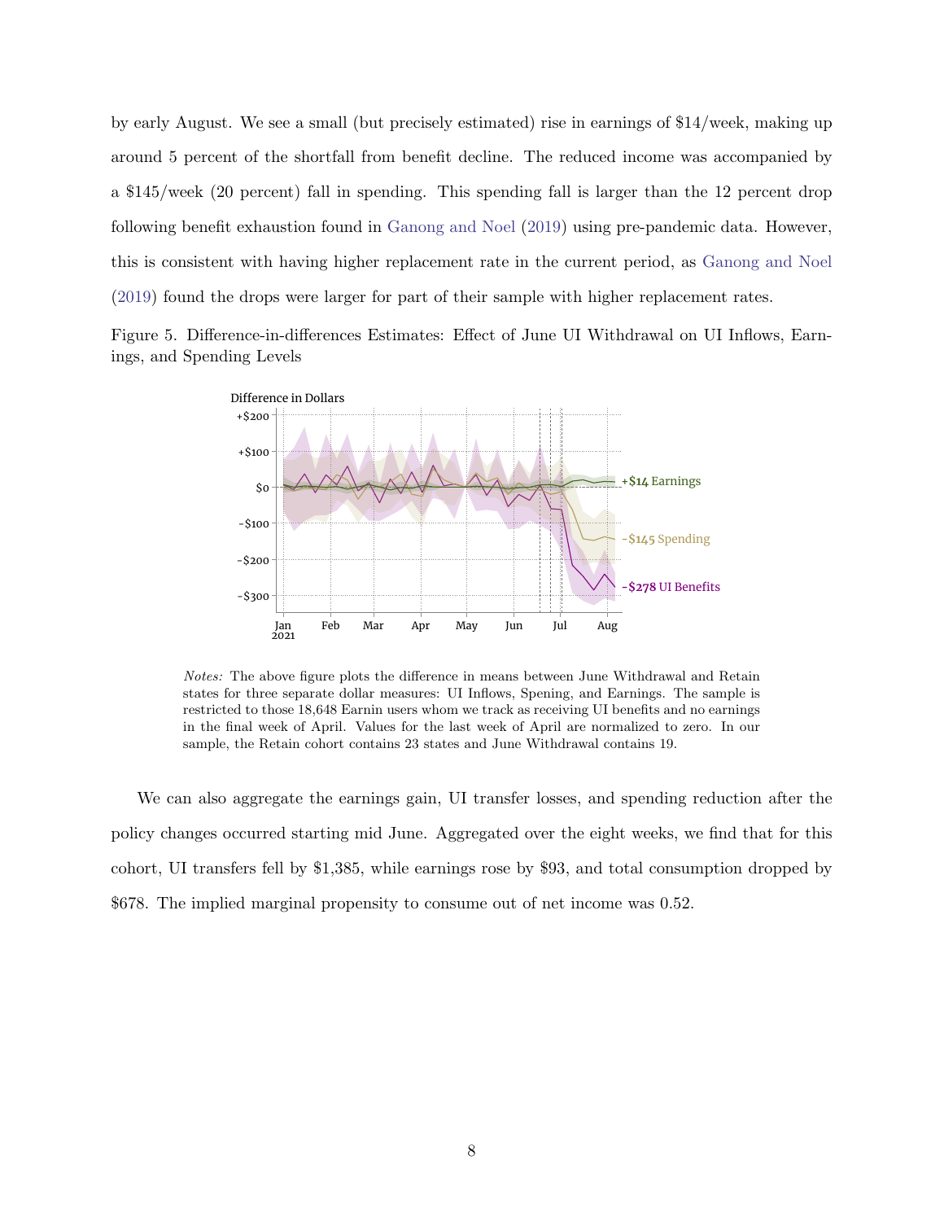by early August. We see a small (but precisely estimated) rise in earnings of $14/week, making up around 5 percent of the shortfall from benefit decline. The reduced income was accompanied by a $145/week (20 percent) fall in spending. This spending fall is larger than the 12 percent drop following benefit exhaustion found in Ganong and Noel (2019) using pre-pandemic data. However, this is consistent with having higher replacement rate in the current period, as Ganong and Noel (2019) found the drops were larger for part of their sample with higher replacement rates.

Figure 5. Difference-in-differences Estimates: Effect of June UI Withdrawal on UI Inflows, Earnings, and Spending Levels

*Notes:* The above figure plots the difference in means between June Withdrawal and Retain states for three separate dollar measures: UI Inflows, Spening, and Earnings. The sample is restricted to those 18,648 Earnin users whom we track as receiving UI benefits and no earnings in the final week of April. Values for the last week of April are normalized to zero. In our sample, the Retain cohort contains 23 states and June Withdrawal contains 19.

We can also aggregate the earnings gain, UI transfer losses, and spending reduction after the policy changes occurred starting mid June. Aggregated over the eight weeks, we find that for this cohort, UI transfers fell by $1,385, while earnings rose by $93, and total consumption dropped by $678. The implied marginal propensity to consume out of net income was 0.52.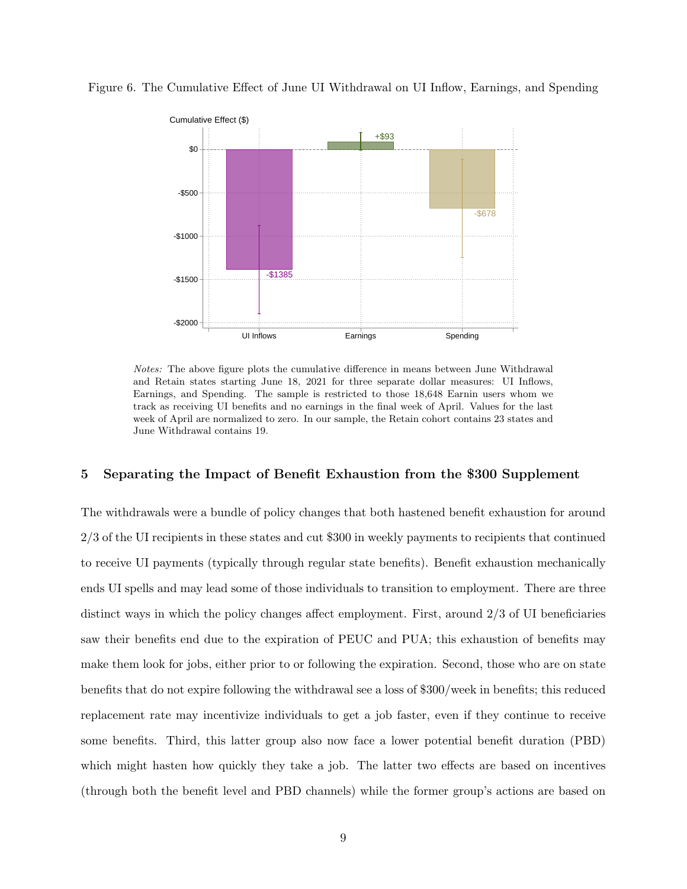Figure 6. The Cumulative Effect of June UI Withdrawal on UI Inflow, Earnings, and Spending

*Notes:* The above figure plots the cumulative difference in means between June Withdrawal and Retain states starting June 18, 2021 for three separate dollar measures: UI Inflows, Earnings, and Spending. The sample is restricted to those 18,648 Earnin users whom we track as receiving UI benefits and no earnings in the final week of April. Values for the last week of April are normalized to zero. In our sample, the Retain cohort contains 23 states and June Withdrawal contains 19.

## 5 Separating the Impact of Benefit Exhaustion from the $300 Supplement

The withdrawals were a bundle of policy changes that both hastened benefit exhaustion for around 2/3 of the UI recipients in these states and cut $300 in weekly payments to recipients that continued to receive UI payments (typically through regular state benefits). Benefit exhaustion mechanically ends UI spells and may lead some of those individuals to transition to employment. There are three distinct ways in which the policy changes affect employment. First, around 2/3 of UI beneficiaries saw their benefits end due to the expiration of PEUC and PUA; this exhaustion of benefits may make them look for jobs, either prior to or following the expiration. Second, those who are on state benefits that do not expire following the withdrawal see a loss of $300/week in benefits; this reduced replacement rate may incentivize individuals to get a job faster, even if they continue to receive some benefits. Third, this latter group also now face a lower potential benefit duration (PBD) which might hasten how quickly they take a job. The latter two effects are based on incentives (through both the benefit level and PBD channels) while the former group's actions are based on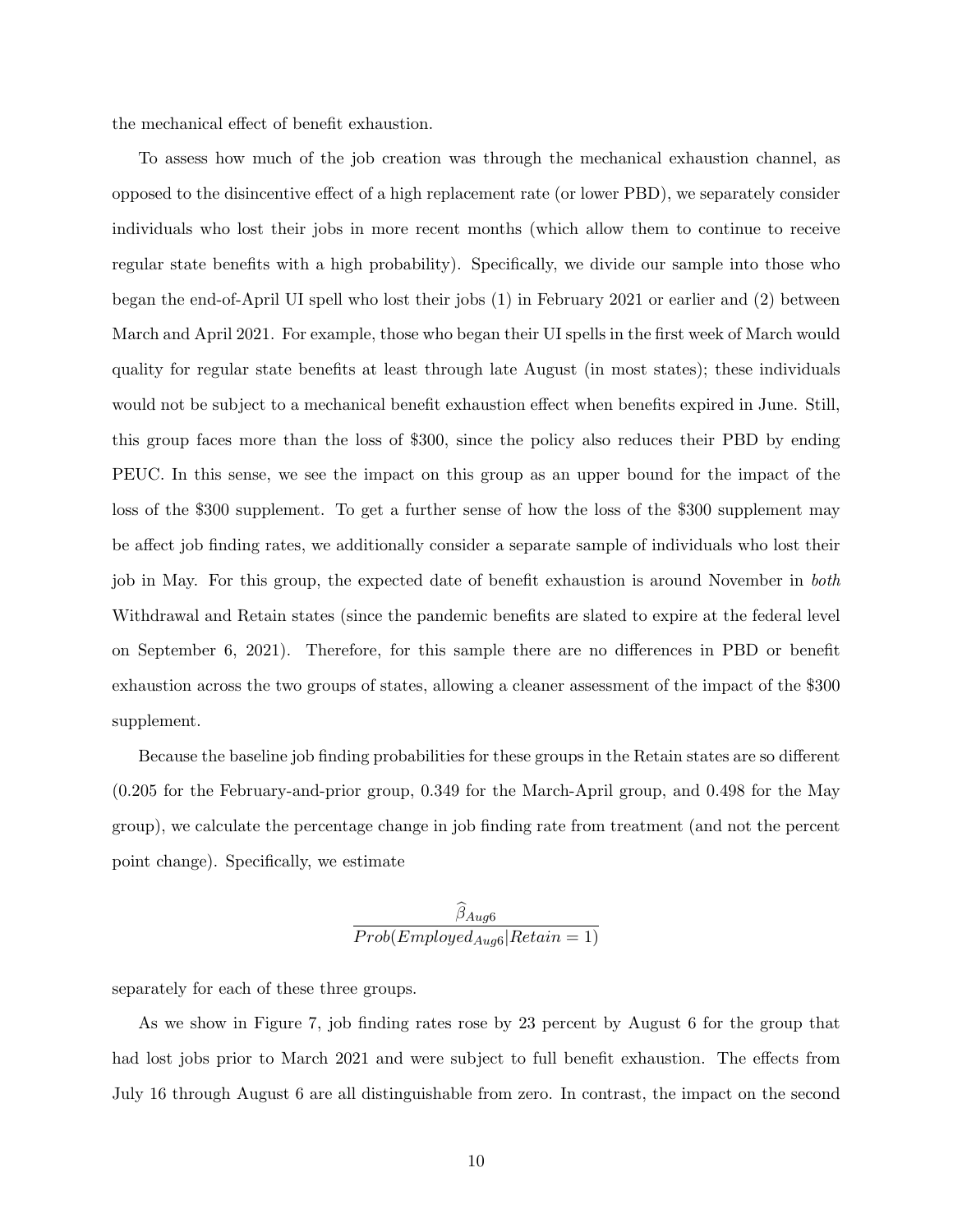the mechanical effect of benefit exhaustion.

To assess how much of the job creation was through the mechanical exhaustion channel, as opposed to the disincentive effect of a high replacement rate (or lower PBD), we separately consider individuals who lost their jobs in more recent months (which allow them to continue to receive regular state benefits with a high probability). Specifically, we divide our sample into those who began the end-of-April UI spell who lost their jobs (1) in February 2021 or earlier and (2) between March and April 2021. For example, those who began their UI spells in the first week of March would quality for regular state benefits at least through late August (in most states); these individuals would not be subject to a mechanical benefit exhaustion effect when benefits expired in June. Still, this group faces more than the loss of $300, since the policy also reduces their PBD by ending PEUC. In this sense, we see the impact on this group as an upper bound for the impact of the loss of the $300 supplement. To get a further sense of how the loss of the $300 supplement may be affect job finding rates, we additionally consider a separate sample of individuals who lost their job in May. For this group, the expected date of benefit exhaustion is around November in *both* Withdrawal and Retain states (since the pandemic benefits are slated to expire at the federal level on September 6, 2021). Therefore, for this sample there are no differences in PBD or benefit exhaustion across the two groups of states, allowing a cleaner assessment of the impact of the $300 supplement.

Because the baseline job finding probabilities for these groups in the Retain states are so different (0.205 for the February-and-prior group, 0.349 for the March-April group, and 0.498 for the May group), we calculate the percentage change in job finding rate from treatment (and not the percent point change). Specifically, we estimate

$$\frac{\widehat{\beta}_{Aug6}}{Prob(Employed_{Aug6}|Retain = 1)}$$

separately for each of these three groups.

As we show in Figure 7, job finding rates rose by 23 percent by August 6 for the group that had lost jobs prior to March 2021 and were subject to full benefit exhaustion. The effects from July 16 through August 6 are all distinguishable from zero. In contrast, the impact on the second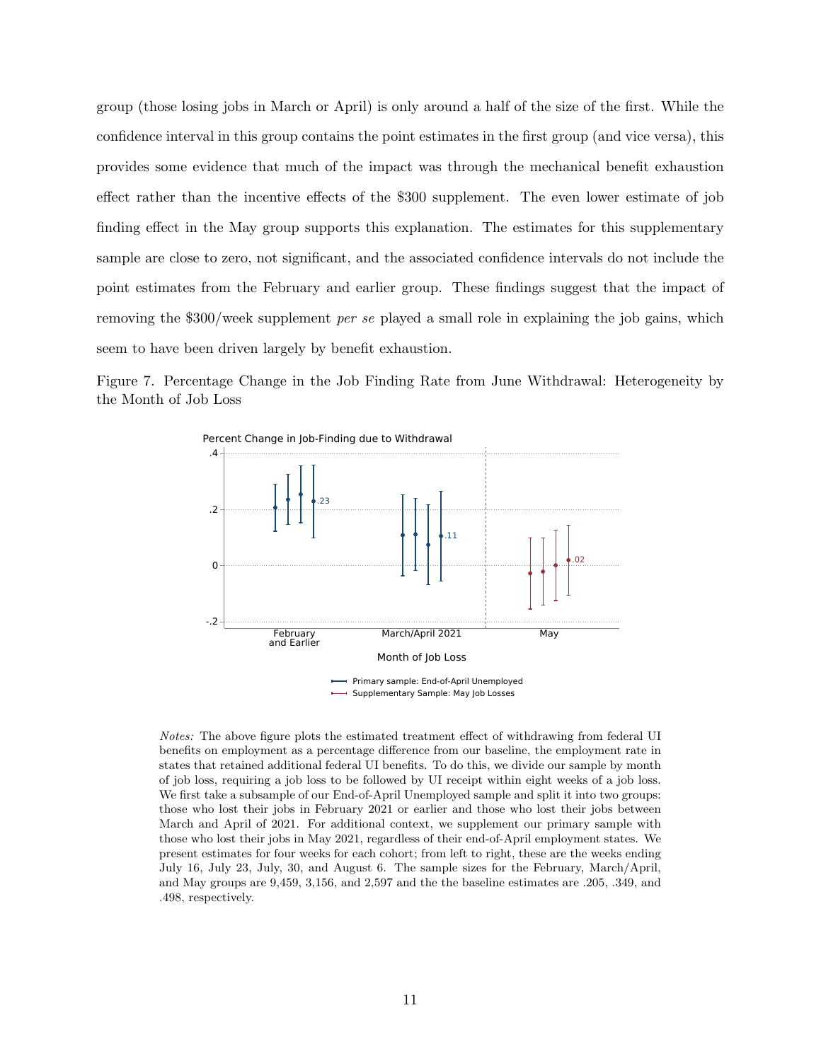group (those losing jobs in March or April) is only around a half of the size of the first. While the confidence interval in this group contains the point estimates in the first group (and vice versa), this provides some evidence that much of the impact was through the mechanical benefit exhaustion effect rather than the incentive effects of the \$300 supplement. The even lower estimate of job finding effect in the May group supports this explanation. The estimates for this supplementary sample are close to zero, not significant, and the associated confidence intervals do not include the point estimates from the February and earlier group. These findings suggest that the impact of removing the \$300/week supplement *per se* played a small role in explaining the job gains, which seem to have been driven largely by benefit exhaustion.

Figure 7. Percentage Change in the Job Finding Rate from June Withdrawal: Heterogeneity by the Month of Job Loss

*Notes:* The above figure plots the estimated treatment effect of withdrawing from federal UI benefits on employment as a percentage difference from our baseline, the employment rate in states that retained additional federal UI benefits. To do this, we divide our sample by month of job loss, requiring a job loss to be followed by UI receipt within eight weeks of a job loss. We first take a subsample of our End-of-April Unemployed sample and split it into two groups: those who lost their jobs in February 2021 or earlier and those who lost their jobs between March and April of 2021. For additional context, we supplement our primary sample with those who lost their jobs in May 2021, regardless of their end-of-April employment states. We present estimates for four weeks for each cohort; from left to right, these are the weeks ending July 16, July 23, July, 30, and August 6. The sample sizes for the February, March/April, and May groups are 9,459, 3,156, and 2,597 and the the baseline estimates are .205, .349, and .498, respectively.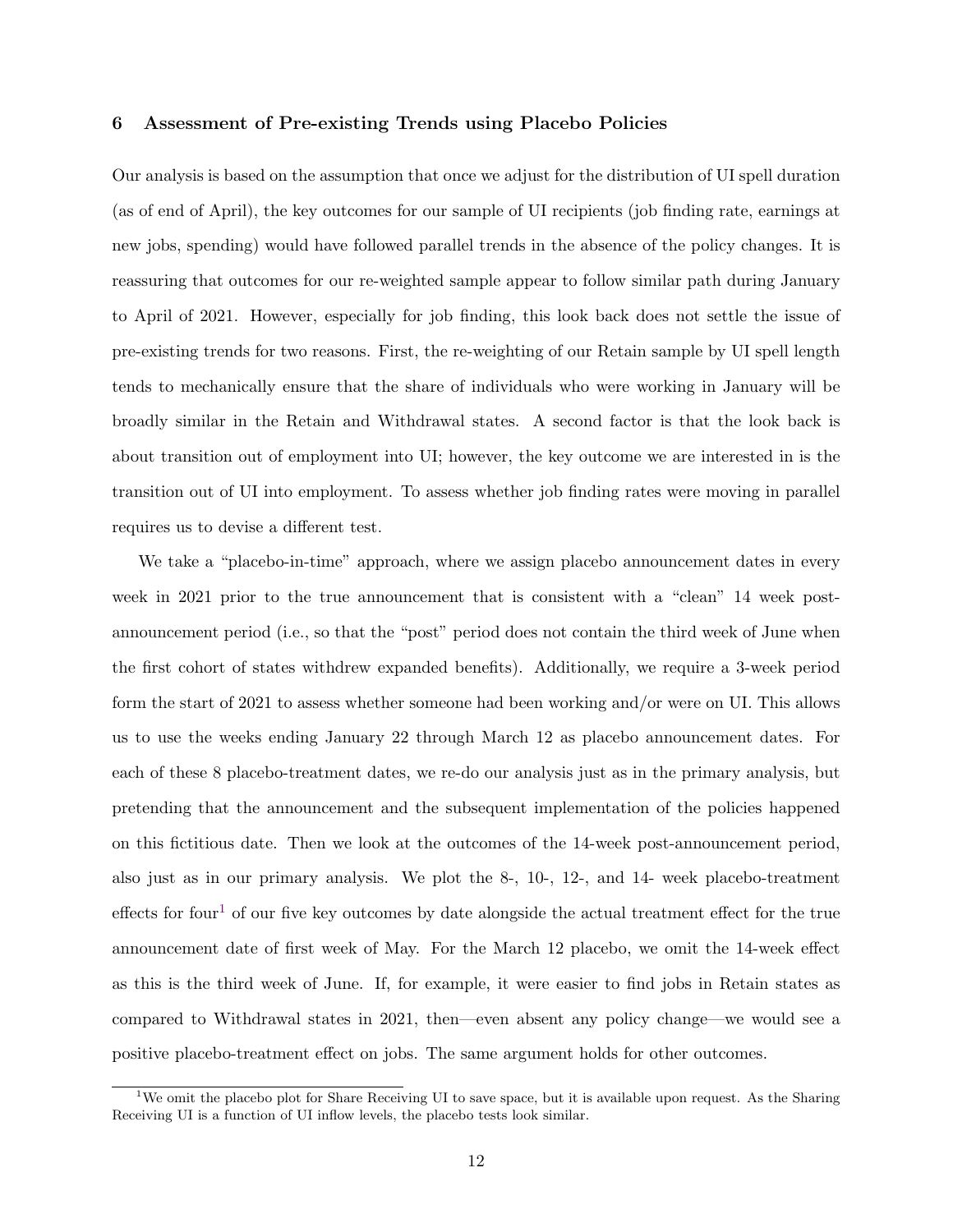## 6 Assessment of Pre-existing Trends using Placebo Policies

Our analysis is based on the assumption that once we adjust for the distribution of UI spell duration (as of end of April), the key outcomes for our sample of UI recipients (job finding rate, earnings at new jobs, spending) would have followed parallel trends in the absence of the policy changes. It is reassuring that outcomes for our re-weighted sample appear to follow similar path during January to April of 2021. However, especially for job finding, this look back does not settle the issue of pre-existing trends for two reasons. First, the re-weighting of our Retain sample by UI spell length tends to mechanically ensure that the share of individuals who were working in January will be broadly similar in the Retain and Withdrawal states. A second factor is that the look back is about transition out of employment into UI; however, the key outcome we are interested in is the transition out of UI into employment. To assess whether job finding rates were moving in parallel requires us to devise a different test.

We take a "placebo-in-time" approach, where we assign placebo announcement dates in every week in 2021 prior to the true announcement that is consistent with a "clean" 14 week post-announcement period (i.e., so that the "post" period does not contain the third week of June when the first cohort of states withdrew expanded benefits). Additionally, we require a 3-week period form the start of 2021 to assess whether someone had been working and/or were on UI. This allows us to use the weeks ending January 22 through March 12 as placebo announcement dates. For each of these 8 placebo-treatment dates, we re-do our analysis just as in the primary analysis, but pretending that the announcement and the subsequent implementation of the policies happened on this fictitious date. Then we look at the outcomes of the 14-week post-announcement period, also just as in our primary analysis. We plot the 8-, 10-, 12-, and 14- week placebo-treatment effects for four[1] of our five key outcomes by date alongside the actual treatment effect for the true announcement date of first week of May. For the March 12 placebo, we omit the 14-week effect as this is the third week of June. If, for example, it were easier to find jobs in Retain states as compared to Withdrawal states in 2021, then—even absent any policy change—we would see a positive placebo-treatment effect on jobs. The same argument holds for other outcomes.

[1] We omit the placebo plot for Share Receiving UI to save space, but it is available upon request. As the Sharing Receiving UI is a function of UI inflow levels, the placebo tests look similar.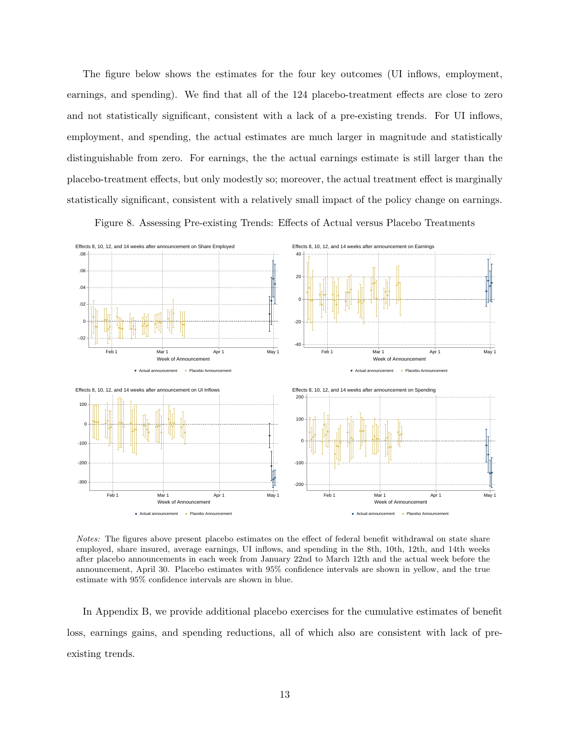The figure below shows the estimates for the four key outcomes (UI inflows, employment, earnings, and spending). We find that all of the 124 placebo-treatment effects are close to zero and not statistically significant, consistent with a lack of a pre-existing trends. For UI inflows, employment, and spending, the actual estimates are much larger in magnitude and statistically distinguishable from zero. For earnings, the the actual earnings estimate is still larger than the placebo-treatment effects, but only modestly so; moreover, the actual treatment effect is marginally statistically significant, consistent with a relatively small impact of the policy change on earnings.

Figure 8. Assessing Pre-existing Trends: Effects of Actual versus Placebo Treatments

*Notes:* The figures above present placebo estimates on the effect of federal benefit withdrawal on state share employed, share insured, average earnings, UI inflows, and spending in the 8th, 10th, 12th, and 14th weeks after placebo announcements in each week from January 22nd to March 12th and the actual week before the announcement, April 30. Placebo estimates with 95% confidence intervals are shown in yellow, and the true estimate with 95% confidence intervals are shown in blue.

In Appendix B, we provide additional placebo exercises for the cumulative estimates of benefit loss, earnings gains, and spending reductions, all of which also are consistent with lack of pre-existing trends.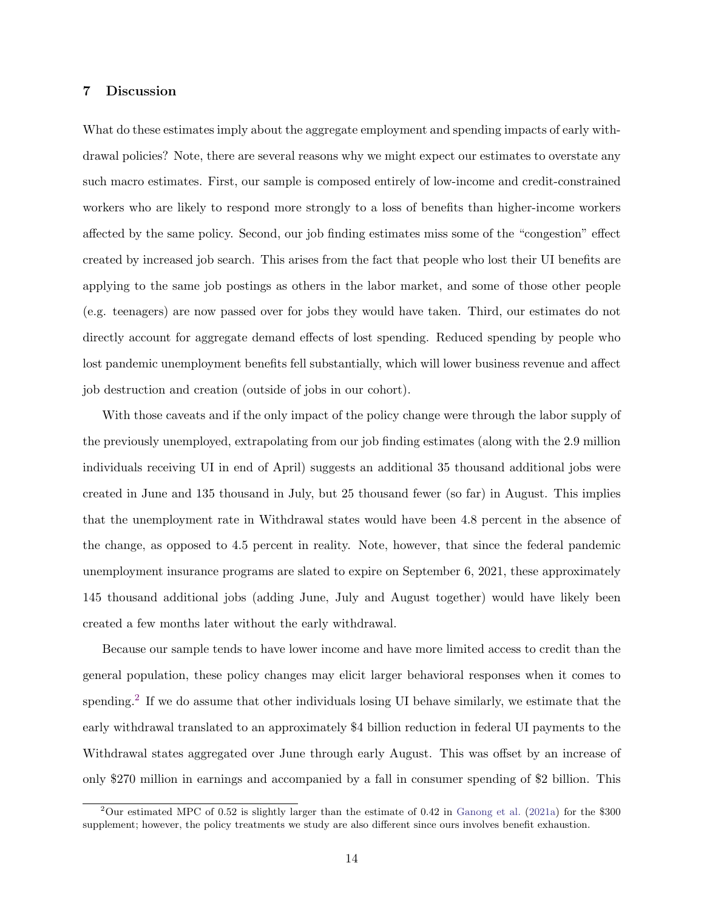## 7 Discussion

What do these estimates imply about the aggregate employment and spending impacts of early withdrawal policies? Note, there are several reasons why we might expect our estimates to overstate any such macro estimates. First, our sample is composed entirely of low-income and credit-constrained workers who are likely to respond more strongly to a loss of benefits than higher-income workers affected by the same policy. Second, our job finding estimates miss some of the "congestion" effect created by increased job search. This arises from the fact that people who lost their UI benefits are applying to the same job postings as others in the labor market, and some of those other people (e.g. teenagers) are now passed over for jobs they would have taken. Third, our estimates do not directly account for aggregate demand effects of lost spending. Reduced spending by people who lost pandemic unemployment benefits fell substantially, which will lower business revenue and affect job destruction and creation (outside of jobs in our cohort).

With those caveats and if the only impact of the policy change were through the labor supply of the previously unemployed, extrapolating from our job finding estimates (along with the 2.9 million individuals receiving UI in end of April) suggests an additional 35 thousand additional jobs were created in June and 135 thousand in July, but 25 thousand fewer (so far) in August. This implies that the unemployment rate in Withdrawal states would have been 4.8 percent in the absence of the change, as opposed to 4.5 percent in reality. Note, however, that since the federal pandemic unemployment insurance programs are slated to expire on September 6, 2021, these approximately 145 thousand additional jobs (adding June, July and August together) would have likely been created a few months later without the early withdrawal.

Because our sample tends to have lower income and have more limited access to credit than the general population, these policy changes may elicit larger behavioral responses when it comes to spending.[2] If we do assume that other individuals losing UI behave similarly, we estimate that the early withdrawal translated to an approximately $4 billion reduction in federal UI payments to the Withdrawal states aggregated over June through early August. This was offset by an increase of only $270 million in earnings and accompanied by a fall in consumer spending of $2 billion. This

[2] Our estimated MPC of 0.52 is slightly larger than the estimate of 0.42 in Ganong et al. (2021a) for the $300 supplement; however, the policy treatments we study are also different since ours involves benefit exhaustion.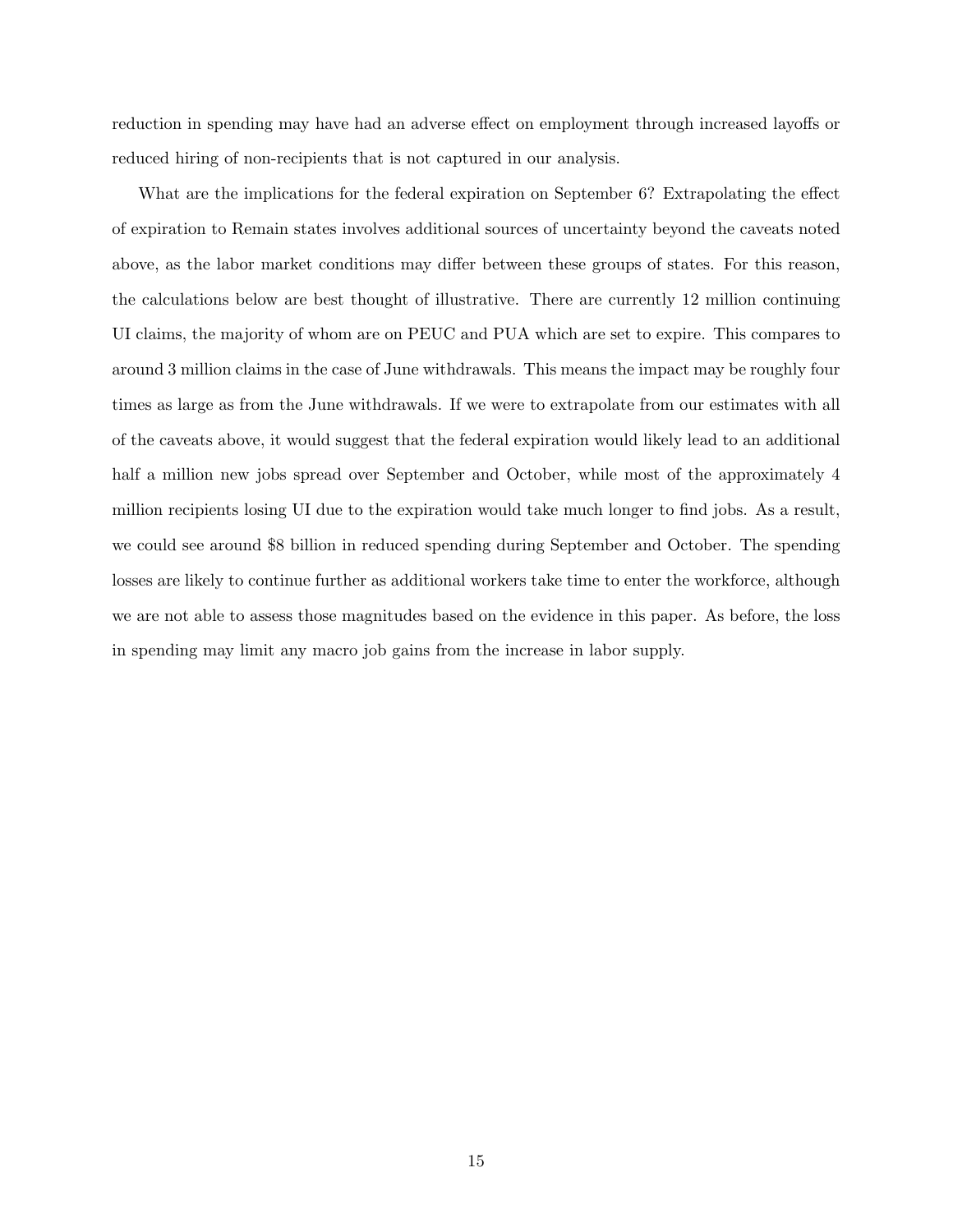reduction in spending may have had an adverse effect on employment through increased layoffs or reduced hiring of non-recipients that is not captured in our analysis.

What are the implications for the federal expiration on September 6? Extrapolating the effect of expiration to Remain states involves additional sources of uncertainty beyond the caveats noted above, as the labor market conditions may differ between these groups of states. For this reason, the calculations below are best thought of illustrative. There are currently 12 million continuing UI claims, the majority of whom are on PEUC and PUA which are set to expire. This compares to around 3 million claims in the case of June withdrawals. This means the impact may be roughly four times as large as from the June withdrawals. If we were to extrapolate from our estimates with all of the caveats above, it would suggest that the federal expiration would likely lead to an additional half a million new jobs spread over September and October, while most of the approximately 4 million recipients losing UI due to the expiration would take much longer to find jobs. As a result, we could see around $8 billion in reduced spending during September and October. The spending losses are likely to continue further as additional workers take time to enter the workforce, although we are not able to assess those magnitudes based on the evidence in this paper. As before, the loss in spending may limit any macro job gains from the increase in labor supply.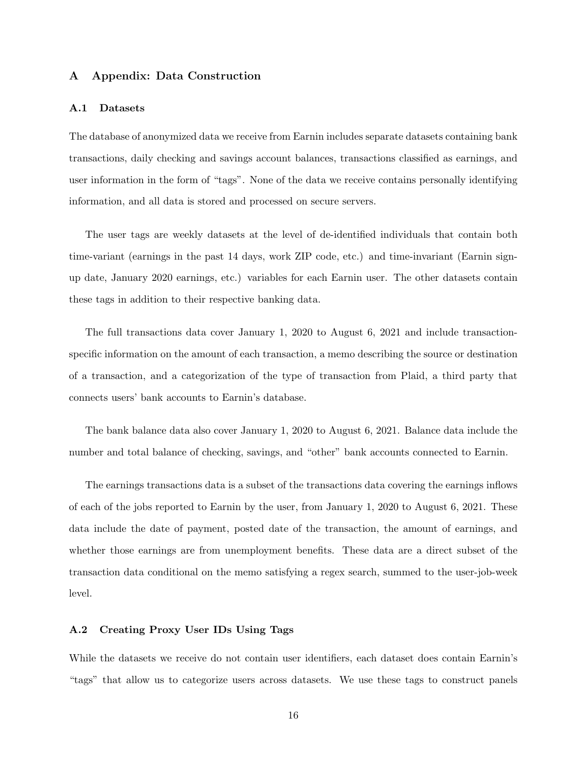## A Appendix: Data Construction

### A.1 Datasets

The database of anonymized data we receive from Earnin includes separate datasets containing bank transactions, daily checking and savings account balances, transactions classified as earnings, and user information in the form of "tags". None of the data we receive contains personally identifying information, and all data is stored and processed on secure servers.

The user tags are weekly datasets at the level of de-identified individuals that contain both time-variant (earnings in the past 14 days, work ZIP code, etc.) and time-invariant (Earnin sign-up date, January 2020 earnings, etc.) variables for each Earnin user. The other datasets contain these tags in addition to their respective banking data.

The full transactions data cover January 1, 2020 to August 6, 2021 and include transaction-specific information on the amount of each transaction, a memo describing the source or destination of a transaction, and a categorization of the type of transaction from Plaid, a third party that connects users' bank accounts to Earnin's database.

The bank balance data also cover January 1, 2020 to August 6, 2021. Balance data include the number and total balance of checking, savings, and "other" bank accounts connected to Earnin.

The earnings transactions data is a subset of the transactions data covering the earnings inflows of each of the jobs reported to Earnin by the user, from January 1, 2020 to August 6, 2021. These data include the date of payment, posted date of the transaction, the amount of earnings, and whether those earnings are from unemployment benefits. These data are a direct subset of the transaction data conditional on the memo satisfying a regex search, summed to the user-job-week level.

### A.2 Creating Proxy User IDs Using Tags

While the datasets we receive do not contain user identifiers, each dataset does contain Earnin's "tags" that allow us to categorize users across datasets. We use these tags to construct panels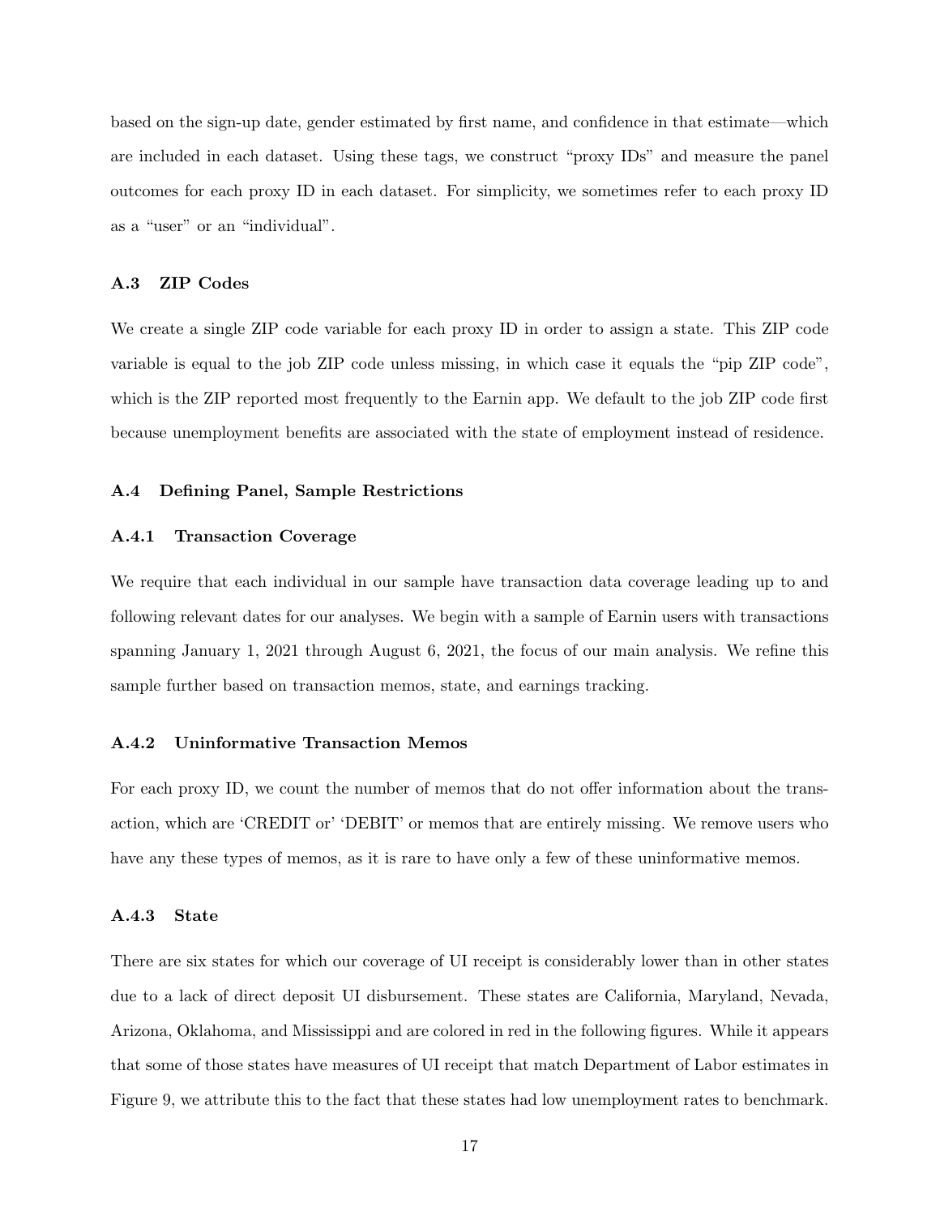based on the sign-up date, gender estimated by first name, and confidence in that estimate—which are included in each dataset. Using these tags, we construct "proxy IDs" and measure the panel outcomes for each proxy ID in each dataset. For simplicity, we sometimes refer to each proxy ID as a "user" or an "individual".

### A.3 ZIP Codes

We create a single ZIP code variable for each proxy ID in order to assign a state. This ZIP code variable is equal to the job ZIP code unless missing, in which case it equals the "pip ZIP code", which is the ZIP reported most frequently to the Earnin app. We default to the job ZIP code first because unemployment benefits are associated with the state of employment instead of residence.

### A.4 Defining Panel, Sample Restrictions

#### A.4.1 Transaction Coverage

We require that each individual in our sample have transaction data coverage leading up to and following relevant dates for our analyses. We begin with a sample of Earnin users with transactions spanning January 1, 2021 through August 6, 2021, the focus of our main analysis. We refine this sample further based on transaction memos, state, and earnings tracking.

#### A.4.2 Uninformative Transaction Memos

For each proxy ID, we count the number of memos that do not offer information about the transaction, which are 'CREDIT or' 'DEBIT' or memos that are entirely missing. We remove users who have any these types of memos, as it is rare to have only a few of these uninformative memos.

#### A.4.3 State

There are six states for which our coverage of UI receipt is considerably lower than in other states due to a lack of direct deposit UI disbursement. These states are California, Maryland, Nevada, Arizona, Oklahoma, and Mississippi and are colored in red in the following figures. While it appears that some of those states have measures of UI receipt that match Department of Labor estimates in Figure 9, we attribute this to the fact that these states had low unemployment rates to benchmark.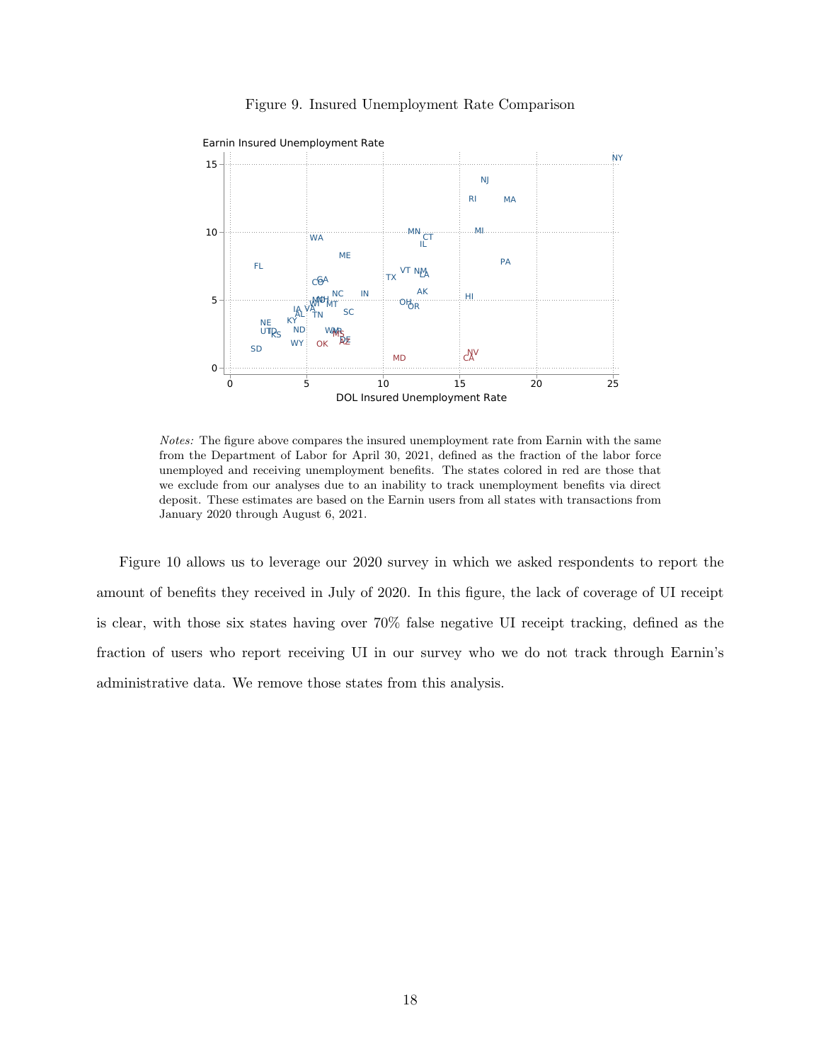Figure 9. Insured Unemployment Rate Comparison

*Notes:* The figure above compares the insured unemployment rate from Earnin with the same from the Department of Labor for April 30, 2021, defined as the fraction of the labor force unemployed and receiving unemployment benefits. The states colored in red are those that we exclude from our analyses due to an inability to track unemployment benefits via direct deposit. These estimates are based on the Earnin users from all states with transactions from January 2020 through August 6, 2021.

Figure 10 allows us to leverage our 2020 survey in which we asked respondents to report the amount of benefits they received in July of 2020. In this figure, the lack of coverage of UI receipt is clear, with those six states having over 70% false negative UI receipt tracking, defined as the fraction of users who report receiving UI in our survey who we do not track through Earnin's administrative data. We remove those states from this analysis.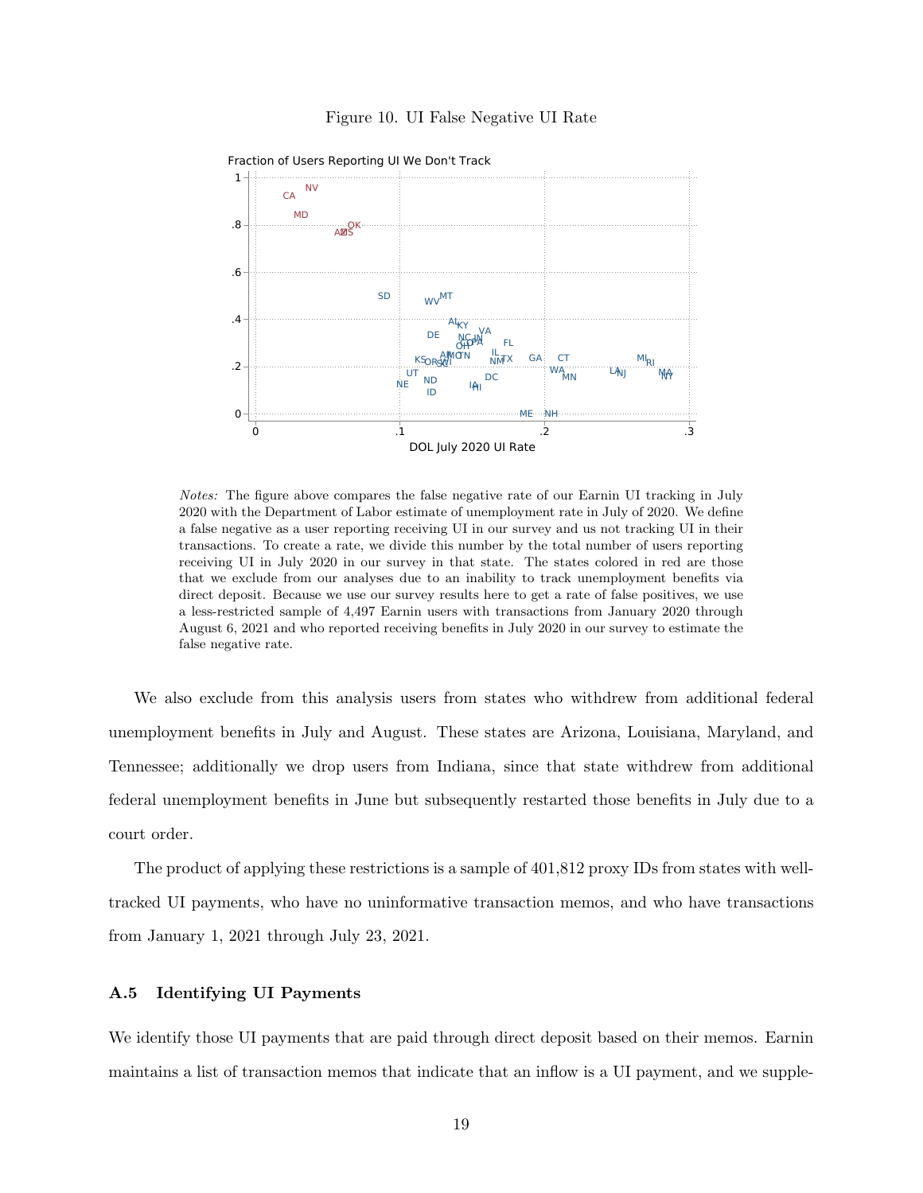Figure 10. UI False Negative UI Rate

*Notes:* The figure above compares the false negative rate of our Earnin UI tracking in July 2020 with the Department of Labor estimate of unemployment rate in July of 2020. We define a false negative as a user reporting receiving UI in our survey and us not tracking UI in their transactions. To create a rate, we divide this number by the total number of users reporting receiving UI in July 2020 in our survey in that state. The states colored in red are those that we exclude from our analyses due to an inability to track unemployment benefits via direct deposit. Because we use our survey results here to get a rate of false positives, we use a less-restricted sample of 4,497 Earnin users with transactions from January 2020 through August 6, 2021 and who reported receiving benefits in July 2020 in our survey to estimate the false negative rate.

We also exclude from this analysis users from states who withdrew from additional federal unemployment benefits in July and August. These states are Arizona, Louisiana, Maryland, and Tennessee; additionally we drop users from Indiana, since that state withdrew from additional federal unemployment benefits in June but subsequently restarted those benefits in July due to a court order.

The product of applying these restrictions is a sample of 401,812 proxy IDs from states with well-tracked UI payments, who have no uninformative transaction memos, and who have transactions from January 1, 2021 through July 23, 2021.

### A.5 Identifying UI Payments

We identify those UI payments that are paid through direct deposit based on their memos. Earnin maintains a list of transaction memos that indicate that an inflow is a UI payment, and we supple-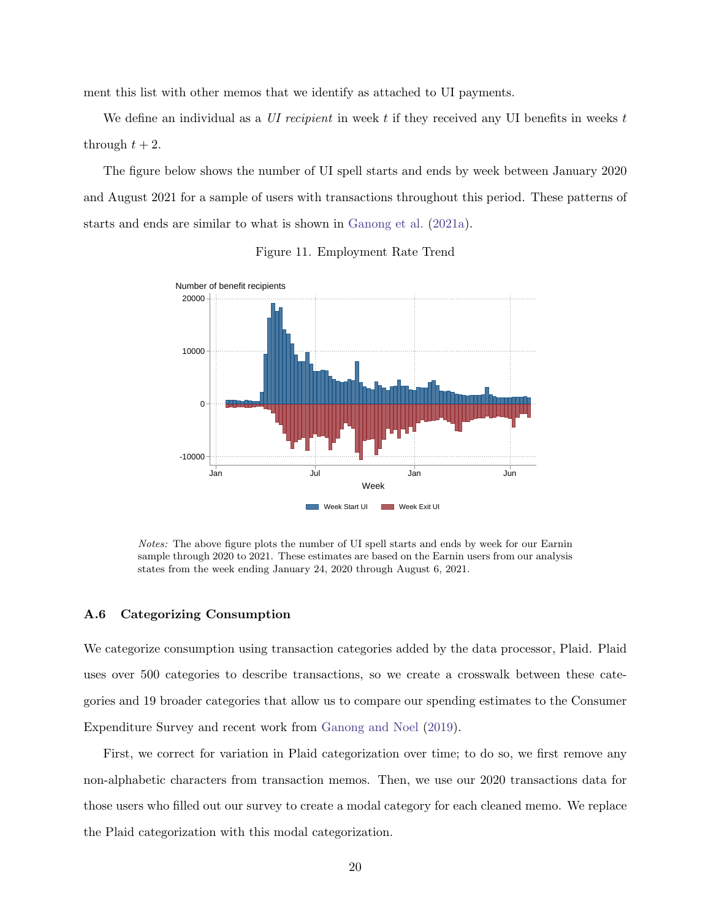ment this list with other memos that we identify as attached to UI payments.

We define an individual as a *UI recipient* in week $t$ if they received any UI benefits in weeks $t$ through $t + 2$.

The figure below shows the number of UI spell starts and ends by week between January 2020 and August 2021 for a sample of users with transactions throughout this period. These patterns of starts and ends are similar to what is shown in Ganong et al. (2021a).

Figure 11. Employment Rate Trend

*Notes:* The above figure plots the number of UI spell starts and ends by week for our Earnin sample through 2020 to 2021. These estimates are based on the Earnin users from our analysis states from the week ending January 24, 2020 through August 6, 2021.

### A.6 Categorizing Consumption

We categorize consumption using transaction categories added by the data processor, Plaid. Plaid uses over 500 categories to describe transactions, so we create a crosswalk between these categories and 19 broader categories that allow us to compare our spending estimates to the Consumer Expenditure Survey and recent work from Ganong and Noel (2019).

First, we correct for variation in Plaid categorization over time; to do so, we first remove any non-alphabetic characters from transaction memos. Then, we use our 2020 transactions data for those users who filled out our survey to create a modal category for each cleaned memo. We replace the Plaid categorization with this modal categorization.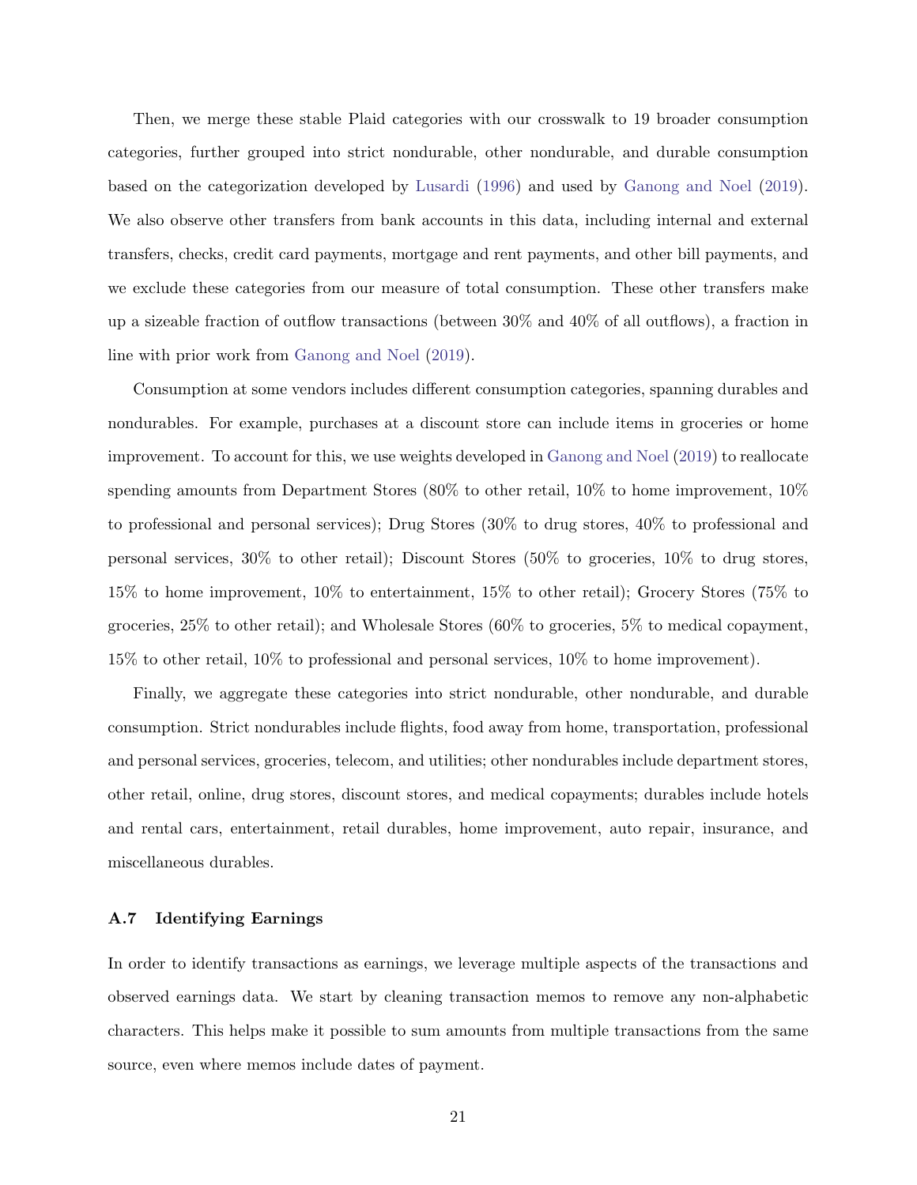Then, we merge these stable Plaid categories with our crosswalk to 19 broader consumption categories, further grouped into strict nondurable, other nondurable, and durable consumption based on the categorization developed by Lusardi (1996) and used by Ganong and Noel (2019). We also observe other transfers from bank accounts in this data, including internal and external transfers, checks, credit card payments, mortgage and rent payments, and other bill payments, and we exclude these categories from our measure of total consumption. These other transfers make up a sizeable fraction of outflow transactions (between 30% and 40% of all outflows), a fraction in line with prior work from Ganong and Noel (2019).

Consumption at some vendors includes different consumption categories, spanning durables and nondurables. For example, purchases at a discount store can include items in groceries or home improvement. To account for this, we use weights developed in Ganong and Noel (2019) to reallocate spending amounts from Department Stores (80% to other retail, 10% to home improvement, 10% to professional and personal services); Drug Stores (30% to drug stores, 40% to professional and personal services, 30% to other retail); Discount Stores (50% to groceries, 10% to drug stores, 15% to home improvement, 10% to entertainment, 15% to other retail); Grocery Stores (75% to groceries, 25% to other retail); and Wholesale Stores (60% to groceries, 5% to medical copayment, 15% to other retail, 10% to professional and personal services, 10% to home improvement).

Finally, we aggregate these categories into strict nondurable, other nondurable, and durable consumption. Strict nondurables include flights, food away from home, transportation, professional and personal services, groceries, telecom, and utilities; other nondurables include department stores, other retail, online, drug stores, discount stores, and medical copayments; durables include hotels and rental cars, entertainment, retail durables, home improvement, auto repair, insurance, and miscellaneous durables.

### A.7 Identifying Earnings

In order to identify transactions as earnings, we leverage multiple aspects of the transactions and observed earnings data. We start by cleaning transaction memos to remove any non-alphabetic characters. This helps make it possible to sum amounts from multiple transactions from the same source, even where memos include dates of payment.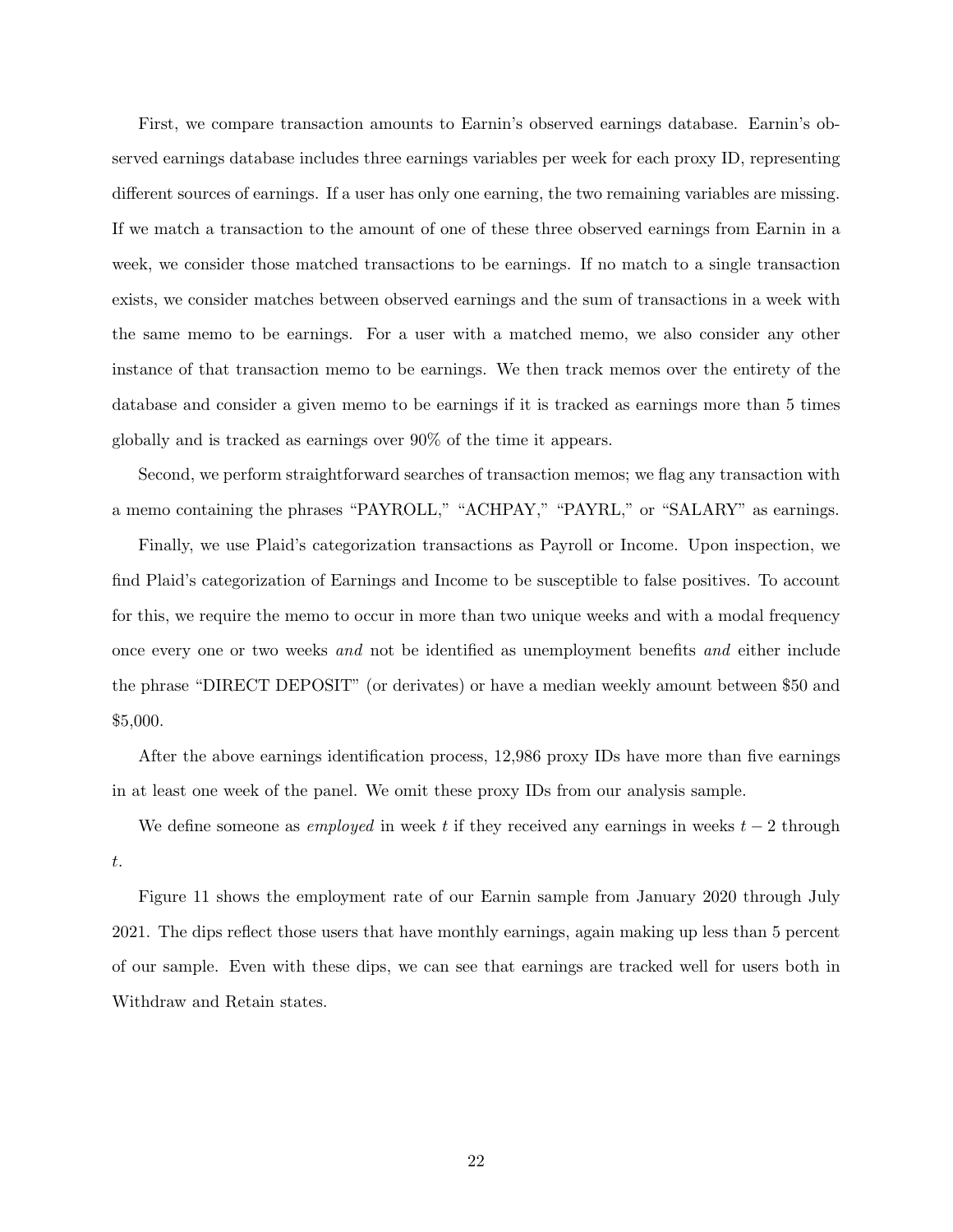First, we compare transaction amounts to Earnin's observed earnings database. Earnin's observed earnings database includes three earnings variables per week for each proxy ID, representing different sources of earnings. If a user has only one earning, the two remaining variables are missing. If we match a transaction to the amount of one of these three observed earnings from Earnin in a week, we consider those matched transactions to be earnings. If no match to a single transaction exists, we consider matches between observed earnings and the sum of transactions in a week with the same memo to be earnings. For a user with a matched memo, we also consider any other instance of that transaction memo to be earnings. We then track memos over the entirety of the database and consider a given memo to be earnings if it is tracked as earnings more than 5 times globally and is tracked as earnings over 90% of the time it appears.

Second, we perform straightforward searches of transaction memos; we flag any transaction with a memo containing the phrases "PAYROLL," "ACHPAY," "PAYRL," or "SALARY" as earnings.

Finally, we use Plaid's categorization transactions as Payroll or Income. Upon inspection, we find Plaid's categorization of Earnings and Income to be susceptible to false positives. To account for this, we require the memo to occur in more than two unique weeks and with a modal frequency once every one or two weeks *and* not be identified as unemployment benefits *and* either include the phrase "DIRECT DEPOSIT" (or derivates) or have a median weekly amount between \$50 and \$5,000.

After the above earnings identification process, 12,986 proxy IDs have more than five earnings in at least one week of the panel. We omit these proxy IDs from our analysis sample.

We define someone as *employed* in week $t$ if they received any earnings in weeks $t-2$ through $t$.

Figure 11 shows the employment rate of our Earnin sample from January 2020 through July 2021. The dips reflect those users that have monthly earnings, again making up less than 5 percent of our sample. Even with these dips, we can see that earnings are tracked well for users both in Withdraw and Retain states.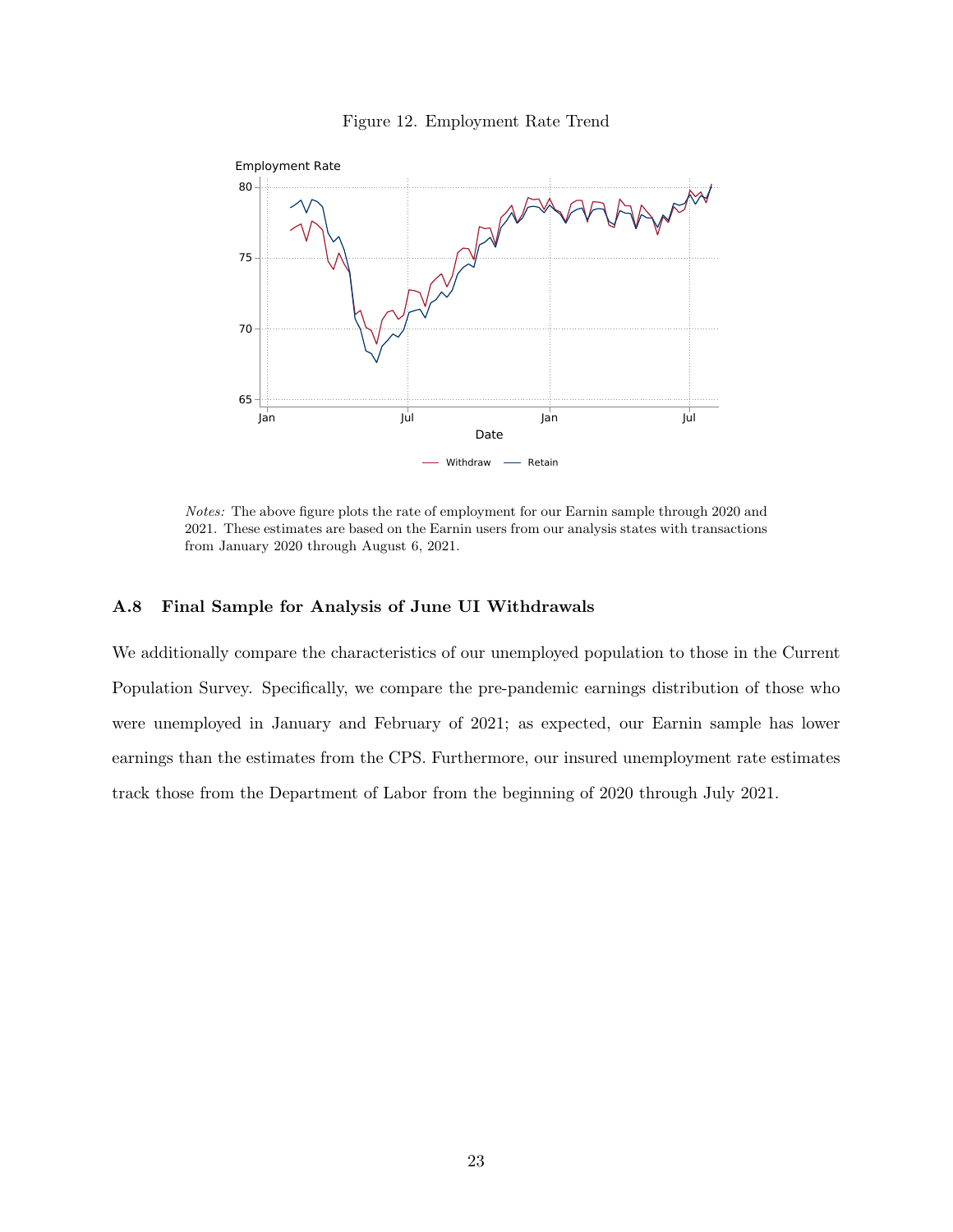Figure 12. Employment Rate Trend

*Notes:* The above figure plots the rate of employment for our Earnin sample through 2020 and 2021. These estimates are based on the Earnin users from our analysis states with transactions from January 2020 through August 6, 2021.

### A.8 Final Sample for Analysis of June UI Withdrawals

We additionally compare the characteristics of our unemployed population to those in the Current Population Survey. Specifically, we compare the pre-pandemic earnings distribution of those who were unemployed in January and February of 2021; as expected, our Earnin sample has lower earnings than the estimates from the CPS. Furthermore, our insured unemployment rate estimates track those from the Department of Labor from the beginning of 2020 through July 2021.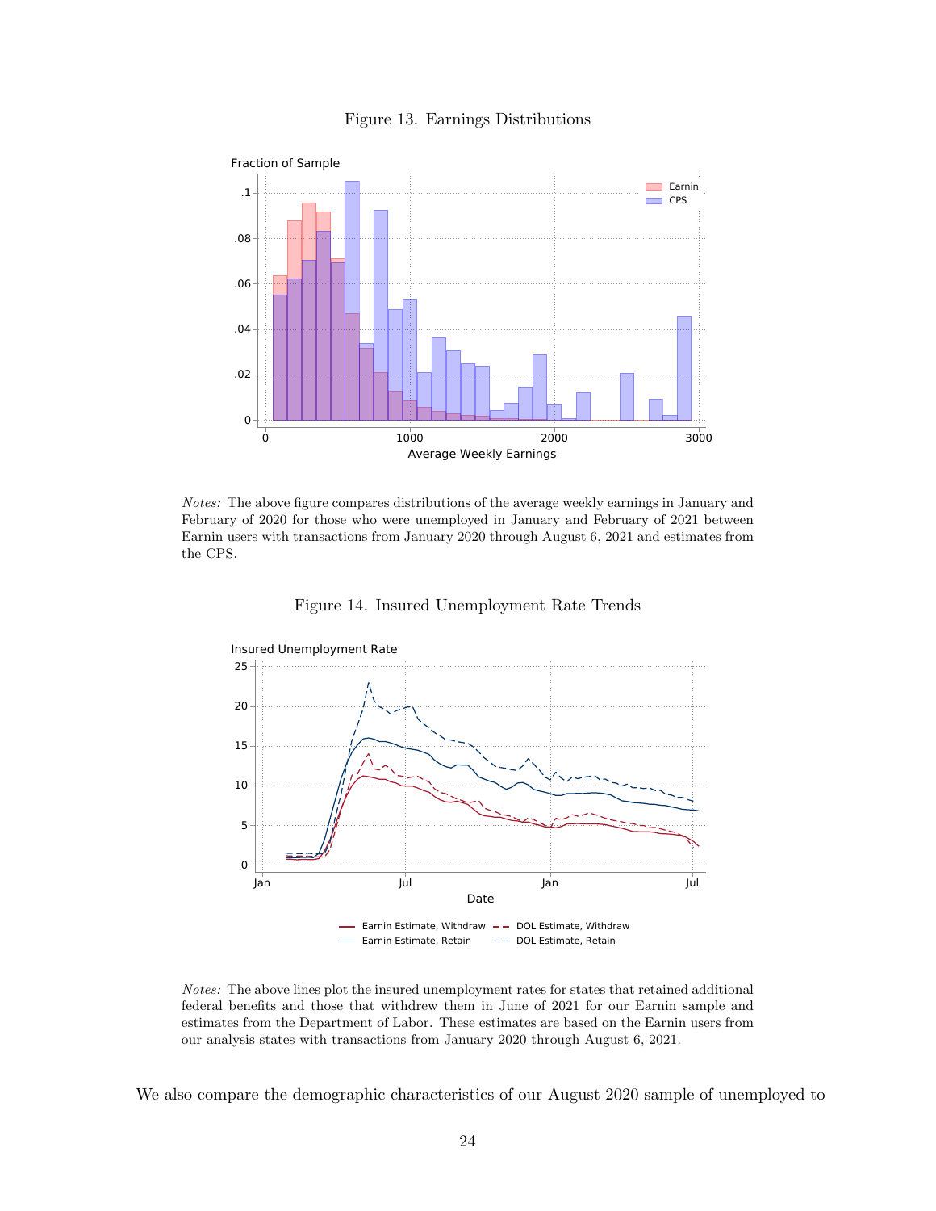Figure 13. Earnings Distributions

*Notes:* The above figure compares distributions of the average weekly earnings in January and February of 2020 for those who were unemployed in January and February of 2021 between Earnin users with transactions from January 2020 through August 6, 2021 and estimates from the CPS.

Figure 14. Insured Unemployment Rate Trends

*Notes:* The above lines plot the insured unemployment rates for states that retained additional federal benefits and those that withdrew them in June of 2021 for our Earnin sample and estimates from the Department of Labor. These estimates are based on the Earnin users from our analysis states with transactions from January 2020 through August 6, 2021.

We also compare the demographic characteristics of our August 2020 sample of unemployed to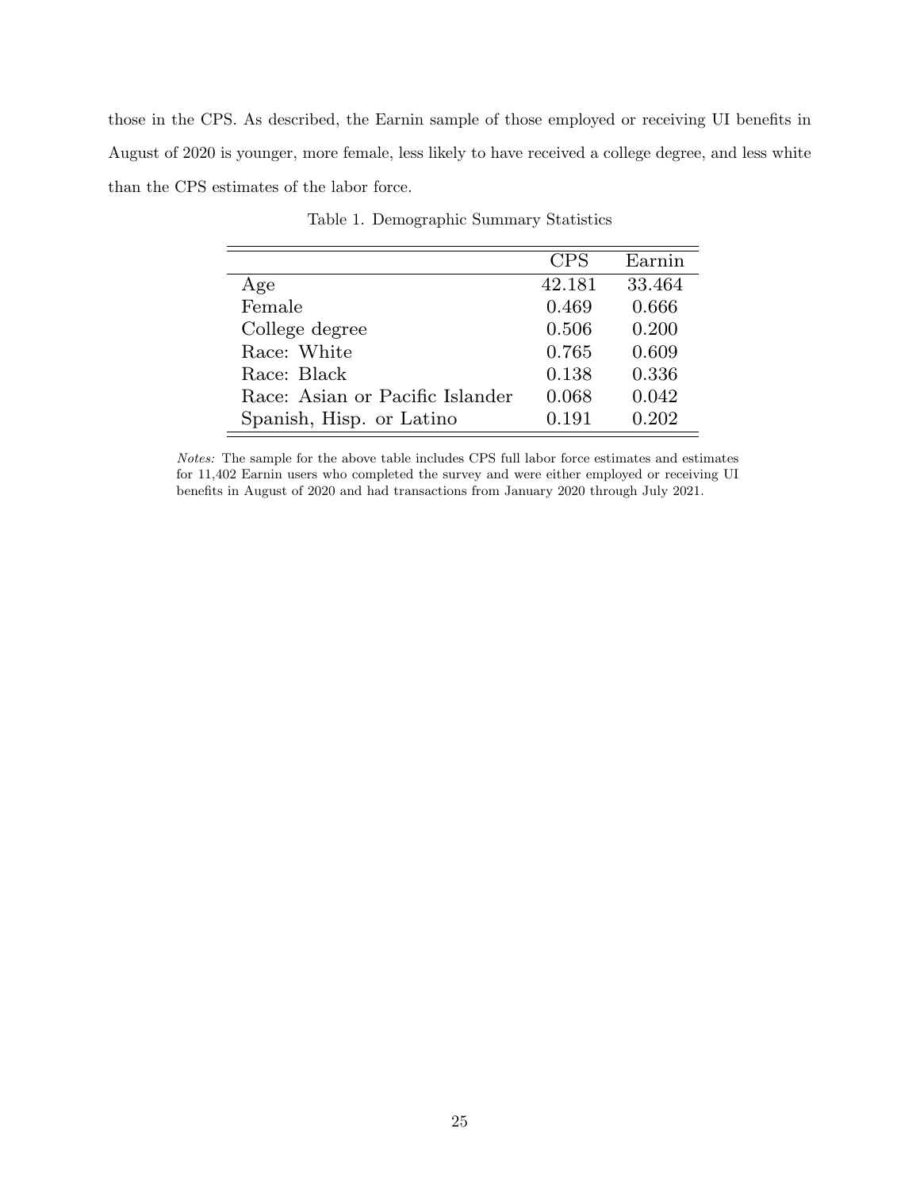those in the CPS. As described, the Earnin sample of those employed or receiving UI benefits in August of 2020 is younger, more female, less likely to have received a college degree, and less white than the CPS estimates of the labor force.

Table 1. Demographic Summary Statistics

| | CPS | Earnin |
|---|---|---|
| Age | 42.181 | 33.464 |
| Female | 0.469 | 0.666 |
| College degree | 0.506 | 0.200 |
| Race: White | 0.765 | 0.609 |
| Race: Black | 0.138 | 0.336 |
| Race: Asian or Pacific Islander | 0.068 | 0.042 |
| Spanish, Hisp. or Latino | 0.191 | 0.202 |

*Notes:* The sample for the above table includes CPS full labor force estimates and estimates for 11,402 Earnin users who completed the survey and were either employed or receiving UI benefits in August of 2020 and had transactions from January 2020 through July 2021.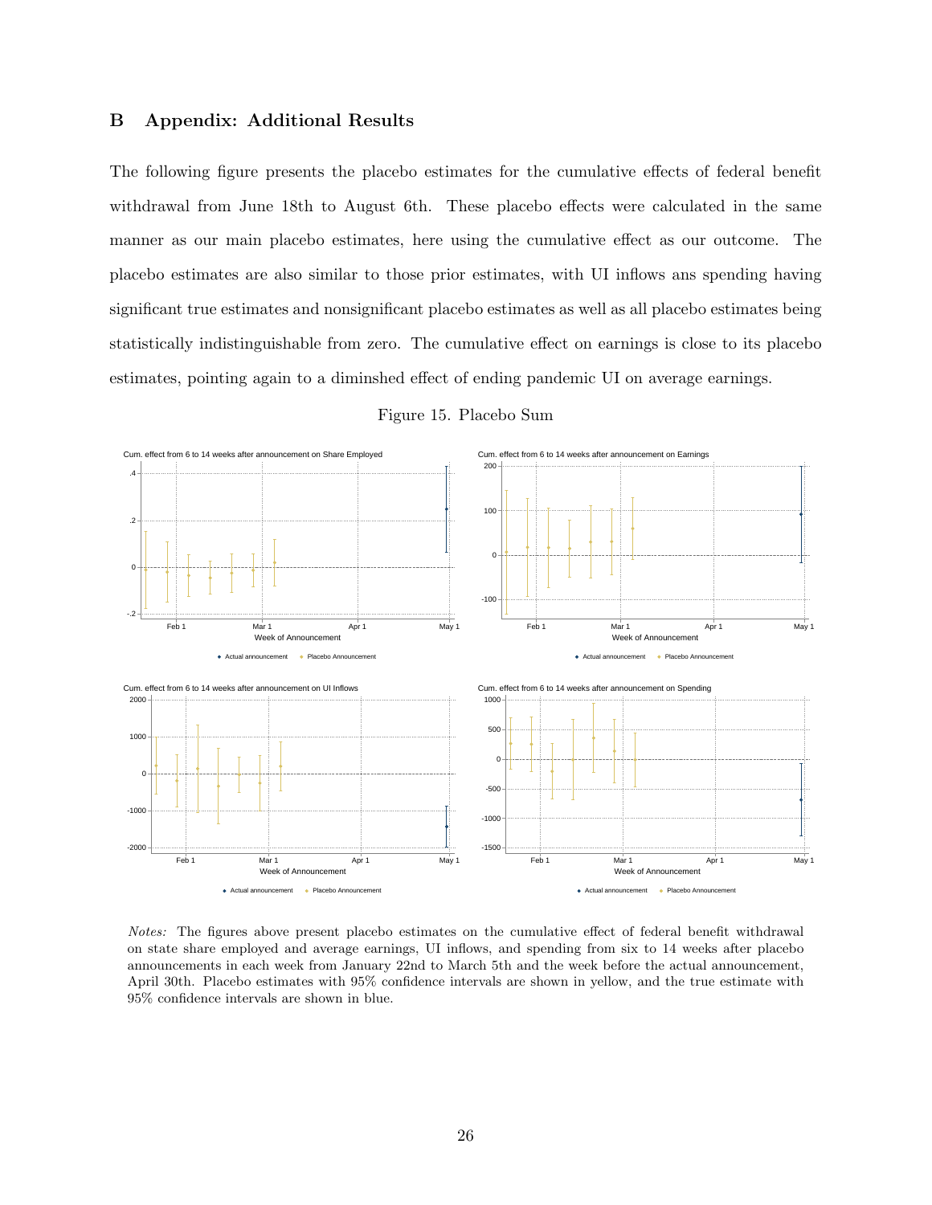## B Appendix: Additional Results

The following figure presents the placebo estimates for the cumulative effects of federal benefit withdrawal from June 18th to August 6th. These placebo effects were calculated in the same manner as our main placebo estimates, here using the cumulative effect as our outcome. The placebo estimates are also similar to those prior estimates, with UI inflows ans spending having significant true estimates and nonsignificant placebo estimates as well as all placebo estimates being statistically indistinguishable from zero. The cumulative effect on earnings is close to its placebo estimates, pointing again to a diminshed effect of ending pandemic UI on average earnings.

Figure 15. Placebo Sum

*Notes:* The figures above present placebo estimates on the cumulative effect of federal benefit withdrawal on state share employed and average earnings, UI inflows, and spending from six to 14 weeks after placebo announcements in each week from January 22nd to March 5th and the week before the actual announcement, April 30th. Placebo estimates with 95% confidence intervals are shown in yellow, and the true estimate with 95% confidence intervals are shown in blue.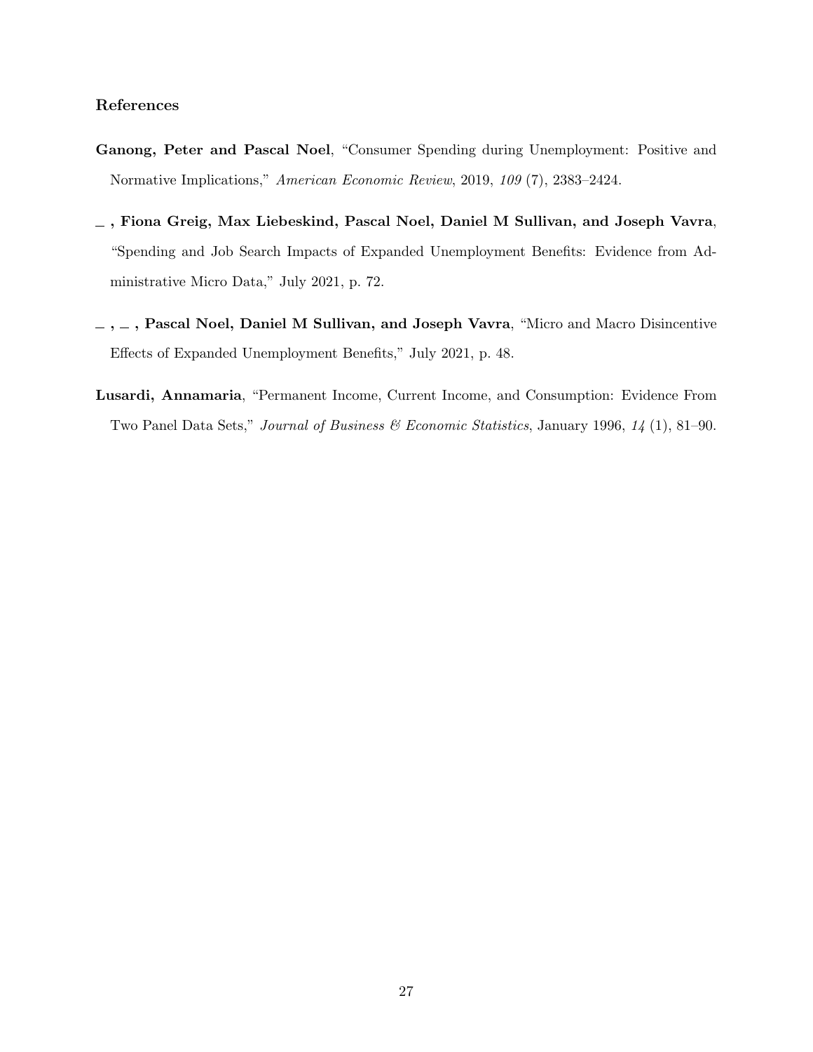### References

**Ganong, Peter and Pascal Noel**, "Consumer Spending during Unemployment: Positive and Normative Implications," *American Economic Review*, 2019, *109* (7), 2383–2424.

**_ , Fiona Greig, Max Liebeskind, Pascal Noel, Daniel M Sullivan, and Joseph Vavra**, "Spending and Job Search Impacts of Expanded Unemployment Benefits: Evidence from Administrative Micro Data," July 2021, p. 72.

**_ , _ , Pascal Noel, Daniel M Sullivan, and Joseph Vavra**, "Micro and Macro Disincentive Effects of Expanded Unemployment Benefits," July 2021, p. 48.

**Lusardi, Annamaria**, "Permanent Income, Current Income, and Consumption: Evidence From Two Panel Data Sets," *Journal of Business & Economic Statistics*, January 1996, *14* (1), 81–90.